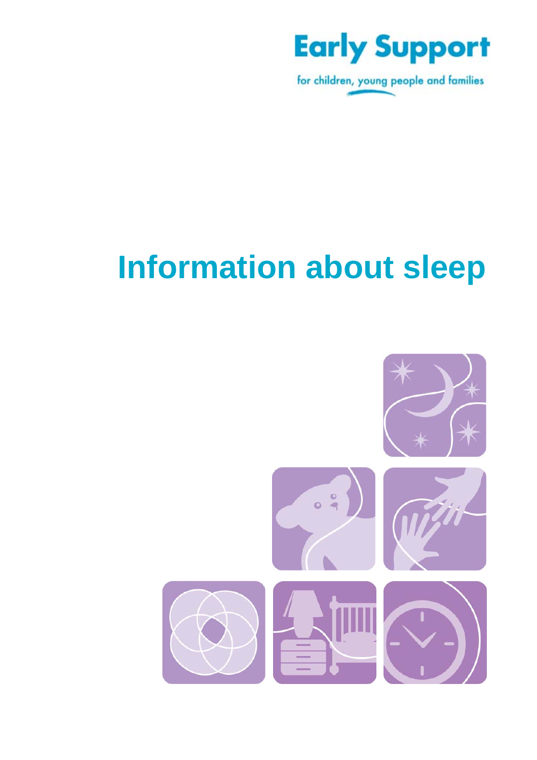Early Support

for children, young people and families

# Information about sleep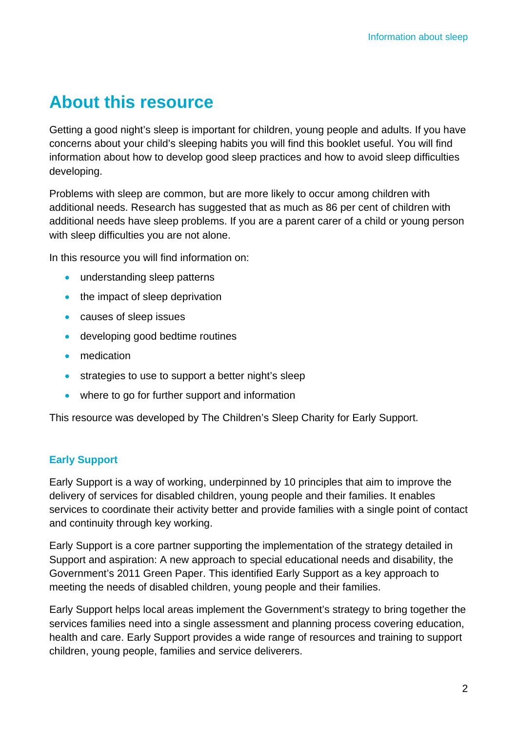# About this resource

Getting a good night's sleep is important for children, young people and adults. If you have concerns about your child's sleeping habits you will find this booklet useful. You will find information about how to develop good sleep practices and how to avoid sleep difficulties developing.

Problems with sleep are common, but are more likely to occur among children with additional needs. Research has suggested that as much as 86 per cent of children with additional needs have sleep problems. If you are a parent carer of a child or young person with sleep difficulties you are not alone.

In this resource you will find information on:

- understanding sleep patterns
- the impact of sleep deprivation
- causes of sleep issues
- developing good bedtime routines
- medication
- strategies to use to support a better night's sleep
- where to go for further support and information

This resource was developed by The Children's Sleep Charity for Early Support.

## Early Support

Early Support is a way of working, underpinned by 10 principles that aim to improve the delivery of services for disabled children, young people and their families. It enables services to coordinate their activity better and provide families with a single point of contact and continuity through key working.

Early Support is a core partner supporting the implementation of the strategy detailed in Support and aspiration: A new approach to special educational needs and disability, the Government's 2011 Green Paper. This identified Early Support as a key approach to meeting the needs of disabled children, young people and their families.

Early Support helps local areas implement the Government's strategy to bring together the services families need into a single assessment and planning process covering education, health and care. Early Support provides a wide range of resources and training to support children, young people, families and service deliverers.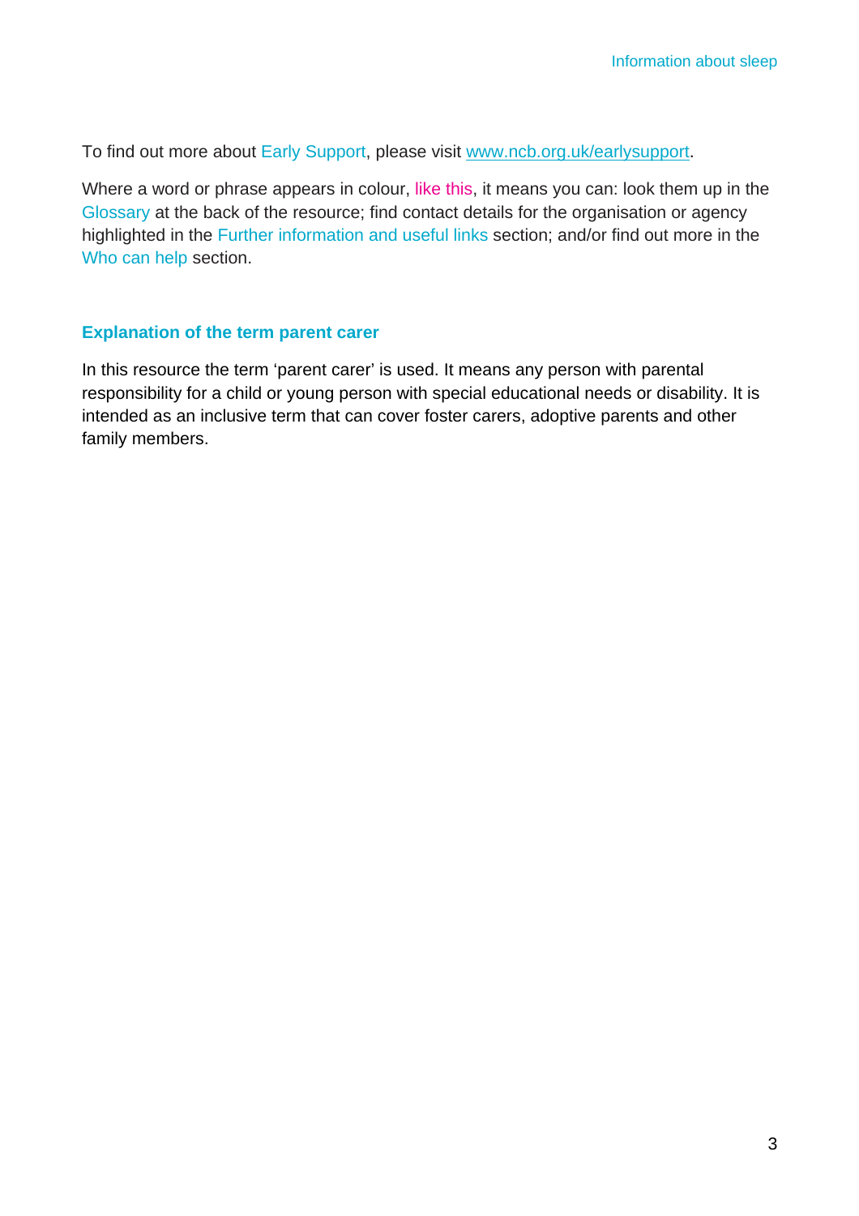To find out more about Early Support, please visit www.ncb.org.uk/earlysupport.

Where a word or phrase appears in colour, like this, it means you can: look them up in the Glossary at the back of the resource; find contact details for the organisation or agency highlighted in the Further information and useful links section; and/or find out more in the Who can help section.

## Explanation of the term parent carer

In this resource the term 'parent carer' is used. It means any person with parental responsibility for a child or young person with special educational needs or disability. It is intended as an inclusive term that can cover foster carers, adoptive parents and other family members.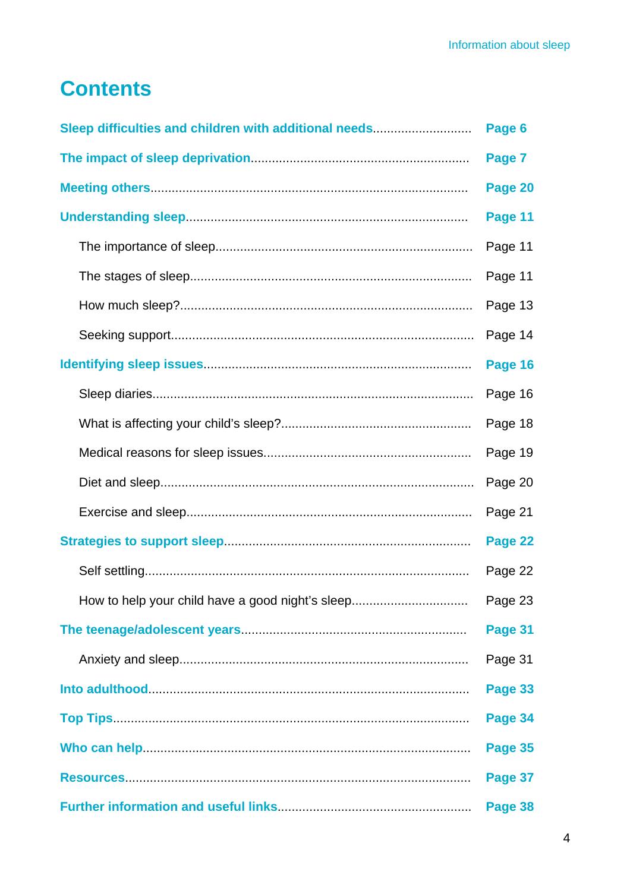# Contents

| | |
|---|---|
| **Sleep difficulties and children with additional needs** | **Page 6** |
| **The impact of sleep deprivation** | **Page 7** |
| **Meeting others** | **Page 20** |
| **Understanding sleep** | **Page 11** |
| The importance of sleep | Page 11 |
| The stages of sleep | Page 11 |
| How much sleep? | Page 13 |
| Seeking support | Page 14 |
| **Identifying sleep issues** | **Page 16** |
| Sleep diaries | Page 16 |
| What is affecting your child's sleep? | Page 18 |
| Medical reasons for sleep issues | Page 19 |
| Diet and sleep | Page 20 |
| Exercise and sleep | Page 21 |
| **Strategies to support sleep** | **Page 22** |
| Self settling | Page 22 |
| How to help your child have a good night's sleep | Page 23 |
| **The teenage/adolescent years** | **Page 31** |
| Anxiety and sleep | Page 31 |
| **Into adulthood** | **Page 33** |
| **Top Tips** | **Page 34** |
| **Who can help** | **Page 35** |
| **Resources** | **Page 37** |
| **Further information and useful links** | **Page 38** |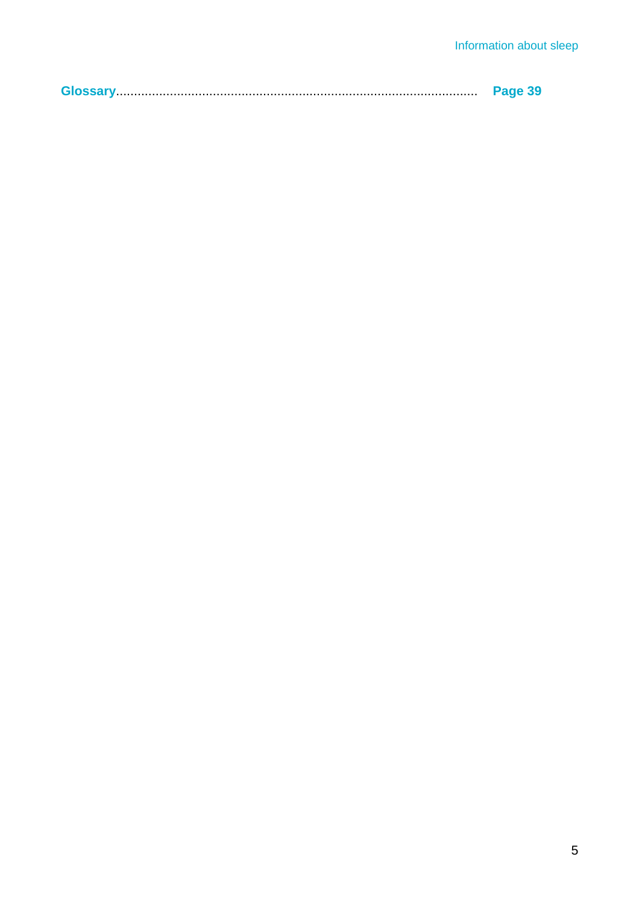**Glossary**........................................................................................................ **Page 39**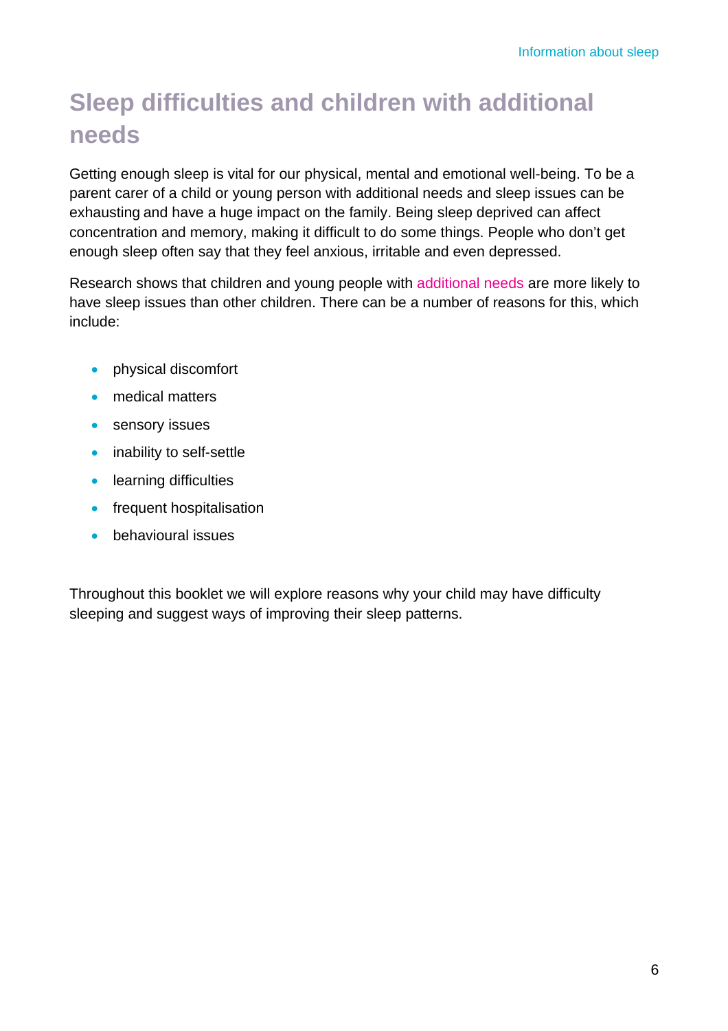# Sleep difficulties and children with additional needs

Getting enough sleep is vital for our physical, mental and emotional well-being. To be a parent carer of a child or young person with additional needs and sleep issues can be exhausting and have a huge impact on the family. Being sleep deprived can affect concentration and memory, making it difficult to do some things. People who don't get enough sleep often say that they feel anxious, irritable and even depressed.

Research shows that children and young people with additional needs are more likely to have sleep issues than other children. There can be a number of reasons for this, which include:

- physical discomfort
- medical matters
- sensory issues
- inability to self-settle
- learning difficulties
- frequent hospitalisation
- behavioural issues

Throughout this booklet we will explore reasons why your child may have difficulty sleeping and suggest ways of improving their sleep patterns.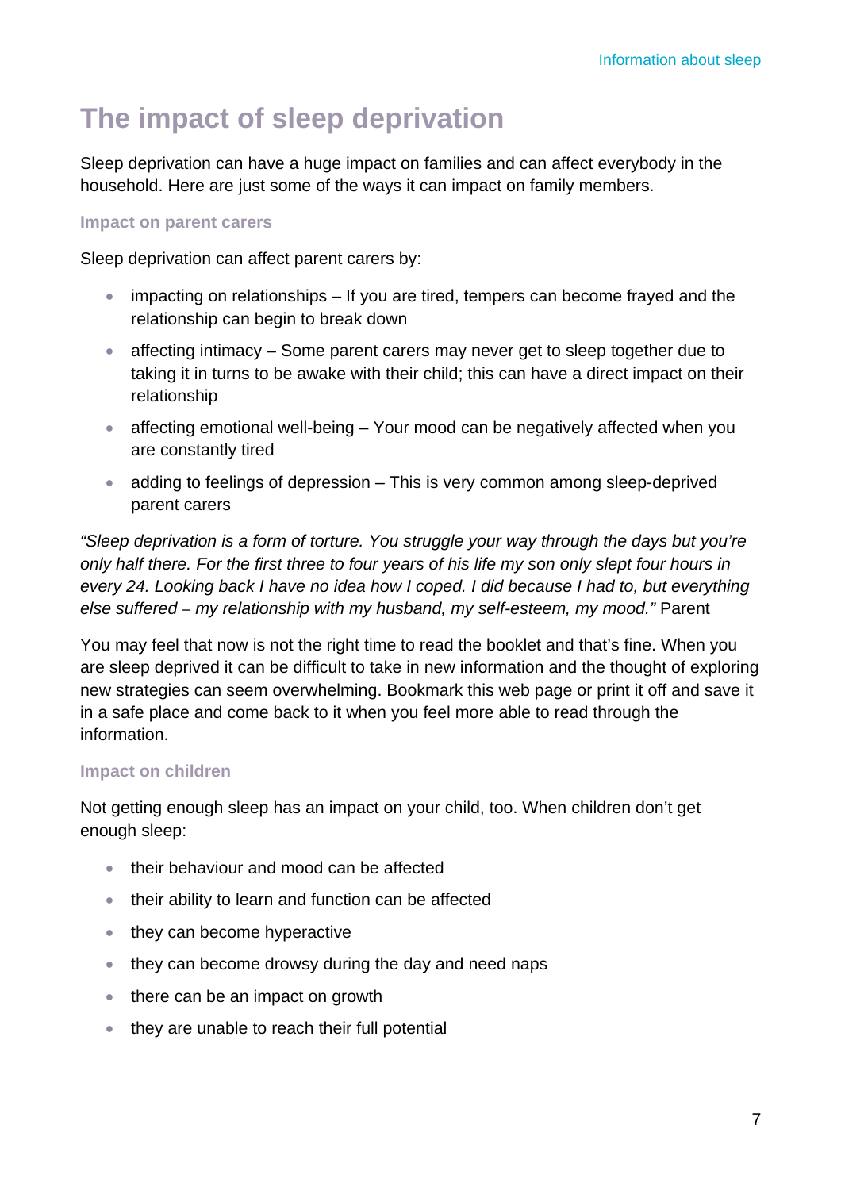## The impact of sleep deprivation

Sleep deprivation can have a huge impact on families and can affect everybody in the household. Here are just some of the ways it can impact on family members.

### Impact on parent carers

Sleep deprivation can affect parent carers by:

- impacting on relationships – If you are tired, tempers can become frayed and the relationship can begin to break down
- affecting intimacy – Some parent carers may never get to sleep together due to taking it in turns to be awake with their child; this can have a direct impact on their relationship
- affecting emotional well-being – Your mood can be negatively affected when you are constantly tired
- adding to feelings of depression – This is very common among sleep-deprived parent carers

*"Sleep deprivation is a form of torture. You struggle your way through the days but you're only half there. For the first three to four years of his life my son only slept four hours in every 24. Looking back I have no idea how I coped. I did because I had to, but everything else suffered – my relationship with my husband, my self-esteem, my mood."* Parent

You may feel that now is not the right time to read the booklet and that's fine. When you are sleep deprived it can be difficult to take in new information and the thought of exploring new strategies can seem overwhelming. Bookmark this web page or print it off and save it in a safe place and come back to it when you feel more able to read through the information.

### Impact on children

Not getting enough sleep has an impact on your child, too. When children don't get enough sleep:

- their behaviour and mood can be affected
- their ability to learn and function can be affected
- they can become hyperactive
- they can become drowsy during the day and need naps
- there can be an impact on growth
- they are unable to reach their full potential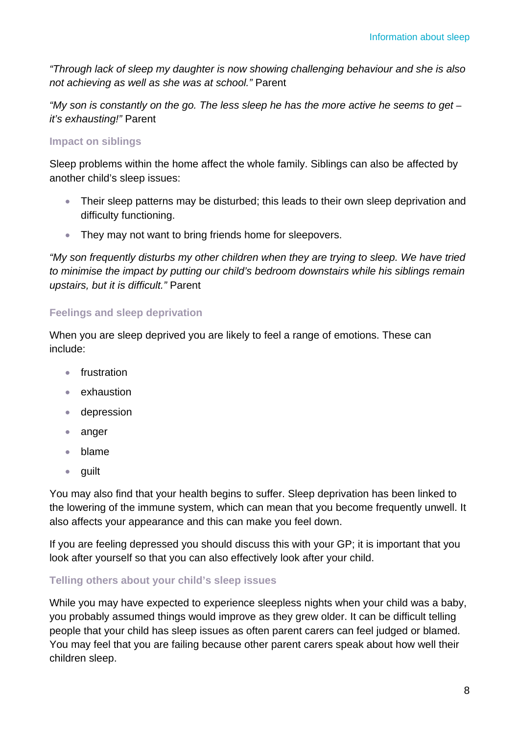*"Through lack of sleep my daughter is now showing challenging behaviour and she is also not achieving as well as she was at school."* Parent

*"My son is constantly on the go. The less sleep he has the more active he seems to get – it's exhausting!"* Parent

### Impact on siblings

Sleep problems within the home affect the whole family. Siblings can also be affected by another child's sleep issues:

- Their sleep patterns may be disturbed; this leads to their own sleep deprivation and difficulty functioning.
- They may not want to bring friends home for sleepovers.

*"My son frequently disturbs my other children when they are trying to sleep. We have tried to minimise the impact by putting our child's bedroom downstairs while his siblings remain upstairs, but it is difficult."* Parent

### Feelings and sleep deprivation

When you are sleep deprived you are likely to feel a range of emotions. These can include:

- frustration
- exhaustion
- depression
- anger
- blame
- guilt

You may also find that your health begins to suffer. Sleep deprivation has been linked to the lowering of the immune system, which can mean that you become frequently unwell. It also affects your appearance and this can make you feel down.

If you are feeling depressed you should discuss this with your GP; it is important that you look after yourself so that you can also effectively look after your child.

### Telling others about your child's sleep issues

While you may have expected to experience sleepless nights when your child was a baby, you probably assumed things would improve as they grew older. It can be difficult telling people that your child has sleep issues as often parent carers can feel judged or blamed. You may feel that you are failing because other parent carers speak about how well their children sleep.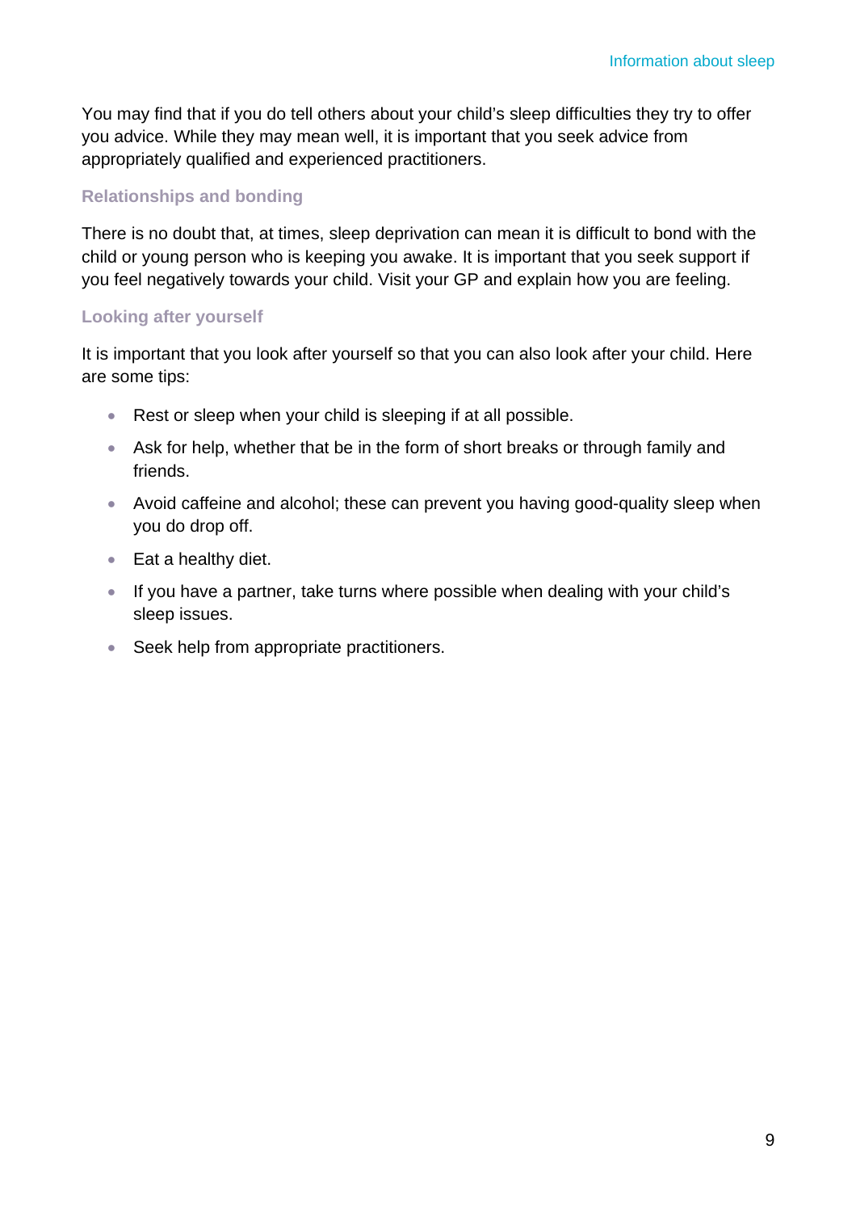You may find that if you do tell others about your child's sleep difficulties they try to offer you advice. While they may mean well, it is important that you seek advice from appropriately qualified and experienced practitioners.

### Relationships and bonding

There is no doubt that, at times, sleep deprivation can mean it is difficult to bond with the child or young person who is keeping you awake. It is important that you seek support if you feel negatively towards your child. Visit your GP and explain how you are feeling.

### Looking after yourself

It is important that you look after yourself so that you can also look after your child. Here are some tips:

- Rest or sleep when your child is sleeping if at all possible.
- Ask for help, whether that be in the form of short breaks or through family and friends.
- Avoid caffeine and alcohol; these can prevent you having good-quality sleep when you do drop off.
- Eat a healthy diet.
- If you have a partner, take turns where possible when dealing with your child's sleep issues.
- Seek help from appropriate practitioners.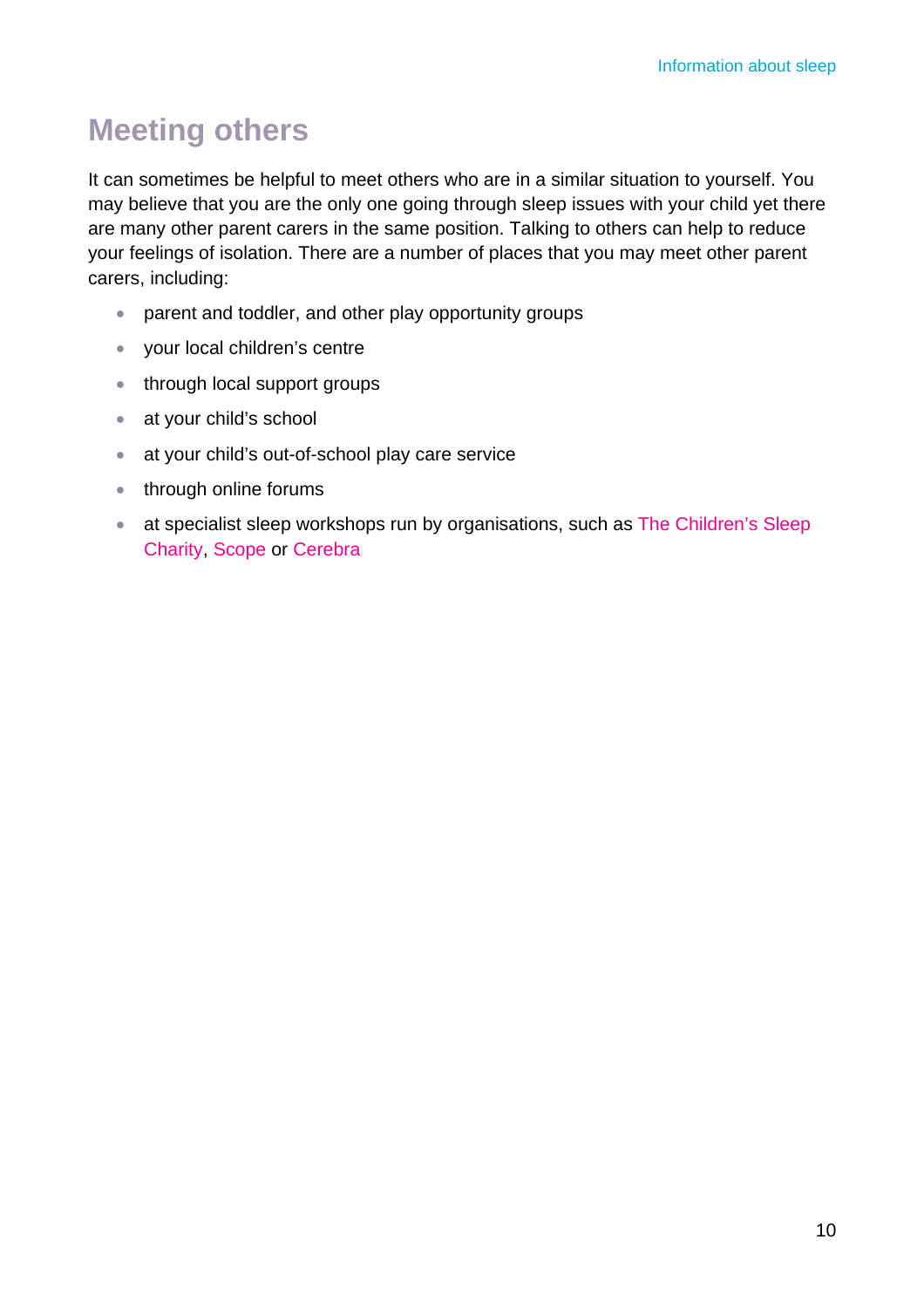## Meeting others

It can sometimes be helpful to meet others who are in a similar situation to yourself. You may believe that you are the only one going through sleep issues with your child yet there are many other parent carers in the same position. Talking to others can help to reduce your feelings of isolation. There are a number of places that you may meet other parent carers, including:

- parent and toddler, and other play opportunity groups
- your local children's centre
- through local support groups
- at your child's school
- at your child's out-of-school play care service
- through online forums
- at specialist sleep workshops run by organisations, such as The Children's Sleep Charity, Scope or Cerebra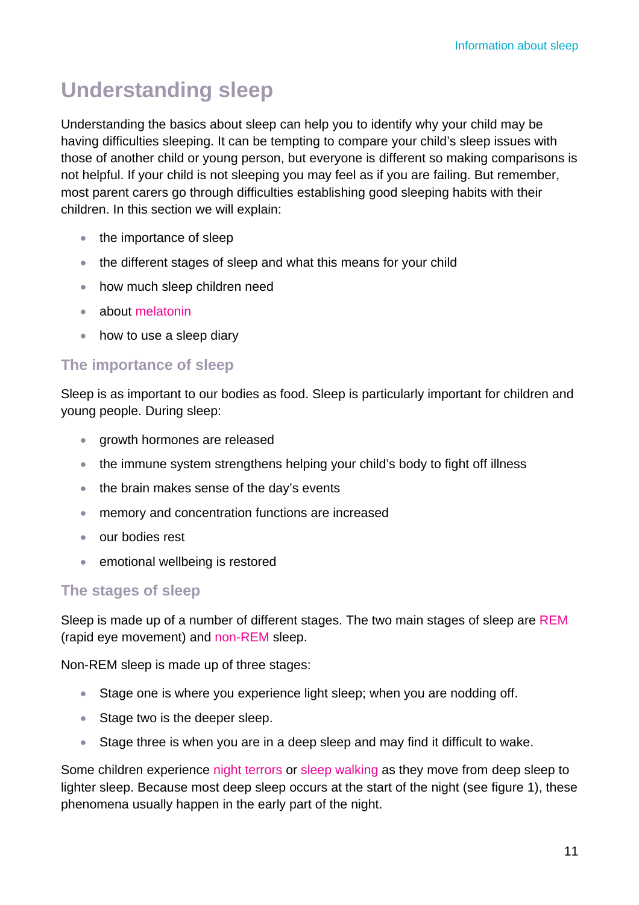# Understanding sleep

Understanding the basics about sleep can help you to identify why your child may be having difficulties sleeping. It can be tempting to compare your child's sleep issues with those of another child or young person, but everyone is different so making comparisons is not helpful. If your child is not sleeping you may feel as if you are failing. But remember, most parent carers go through difficulties establishing good sleeping habits with their children. In this section we will explain:

- the importance of sleep
- the different stages of sleep and what this means for your child
- how much sleep children need
- about melatonin
- how to use a sleep diary

## The importance of sleep

Sleep is as important to our bodies as food. Sleep is particularly important for children and young people. During sleep:

- growth hormones are released
- the immune system strengthens helping your child's body to fight off illness
- the brain makes sense of the day's events
- memory and concentration functions are increased
- our bodies rest
- emotional wellbeing is restored

## The stages of sleep

Sleep is made up of a number of different stages. The two main stages of sleep are REM (rapid eye movement) and non-REM sleep.

Non-REM sleep is made up of three stages:

- Stage one is where you experience light sleep; when you are nodding off.
- Stage two is the deeper sleep.
- Stage three is when you are in a deep sleep and may find it difficult to wake.

Some children experience night terrors or sleep walking as they move from deep sleep to lighter sleep. Because most deep sleep occurs at the start of the night (see figure 1), these phenomena usually happen in the early part of the night.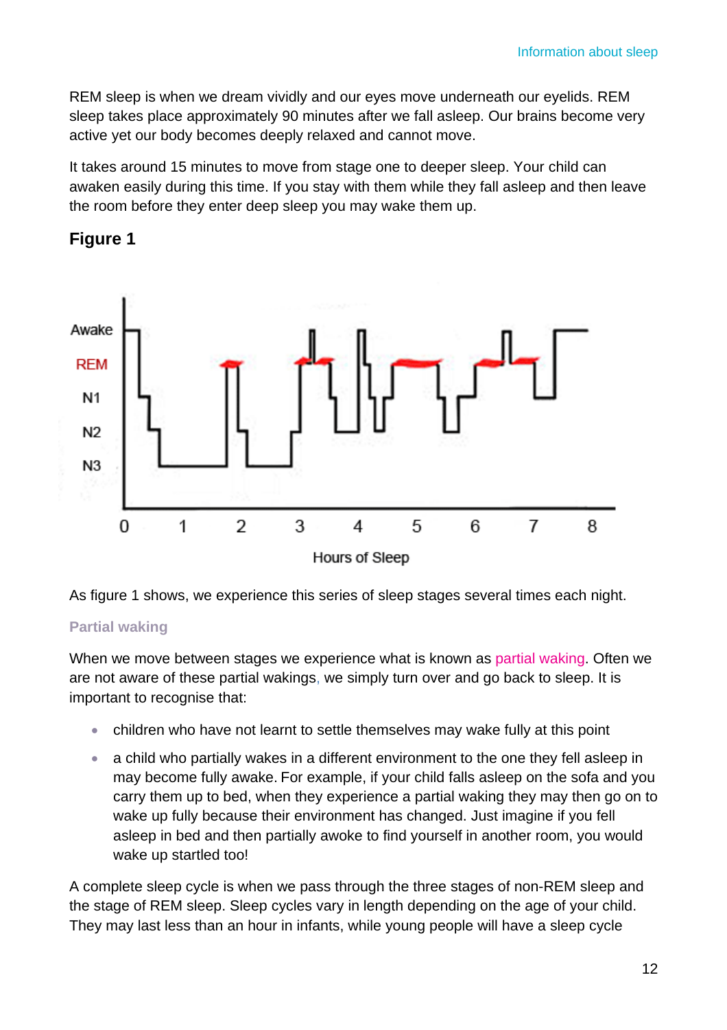REM sleep is when we dream vividly and our eyes move underneath our eyelids. REM sleep takes place approximately 90 minutes after we fall asleep. Our brains become very active yet our body becomes deeply relaxed and cannot move.

It takes around 15 minutes to move from stage one to deeper sleep. Your child can awaken easily during this time. If you stay with them while they fall asleep and then leave the room before they enter deep sleep you may wake them up.

## Figure 1

As figure 1 shows, we experience this series of sleep stages several times each night.

### Partial waking

When we move between stages we experience what is known as partial waking. Often we are not aware of these partial wakings, we simply turn over and go back to sleep. It is important to recognise that:

- children who have not learnt to settle themselves may wake fully at this point
- a child who partially wakes in a different environment to the one they fell asleep in may become fully awake. For example, if your child falls asleep on the sofa and you carry them up to bed, when they experience a partial waking they may then go on to wake up fully because their environment has changed. Just imagine if you fell asleep in bed and then partially awoke to find yourself in another room, you would wake up startled too!

A complete sleep cycle is when we pass through the three stages of non-REM sleep and the stage of REM sleep. Sleep cycles vary in length depending on the age of your child. They may last less than an hour in infants, while young people will have a sleep cycle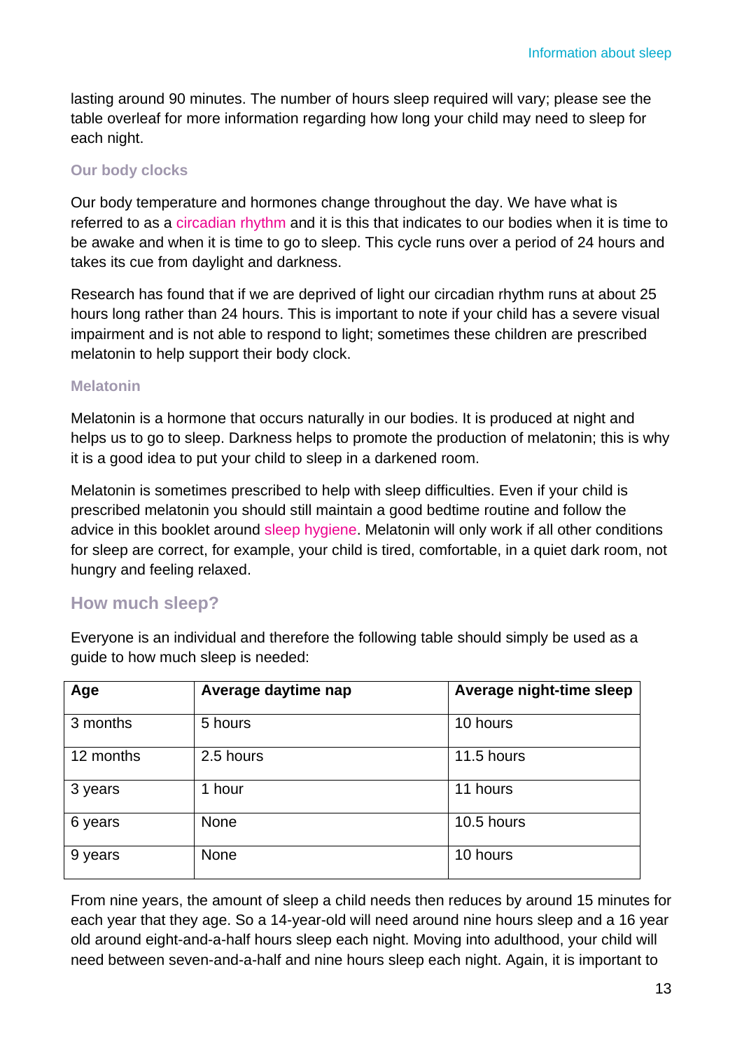lasting around 90 minutes. The number of hours sleep required will vary; please see the table overleaf for more information regarding how long your child may need to sleep for each night.

### Our body clocks

Our body temperature and hormones change throughout the day. We have what is referred to as a circadian rhythm and it is this that indicates to our bodies when it is time to be awake and when it is time to go to sleep. This cycle runs over a period of 24 hours and takes its cue from daylight and darkness.

Research has found that if we are deprived of light our circadian rhythm runs at about 25 hours long rather than 24 hours. This is important to note if your child has a severe visual impairment and is not able to respond to light; sometimes these children are prescribed melatonin to help support their body clock.

### Melatonin

Melatonin is a hormone that occurs naturally in our bodies. It is produced at night and helps us to go to sleep. Darkness helps to promote the production of melatonin; this is why it is a good idea to put your child to sleep in a darkened room.

Melatonin is sometimes prescribed to help with sleep difficulties. Even if your child is prescribed melatonin you should still maintain a good bedtime routine and follow the advice in this booklet around sleep hygiene. Melatonin will only work if all other conditions for sleep are correct, for example, your child is tired, comfortable, in a quiet dark room, not hungry and feeling relaxed.

## How much sleep?

Everyone is an individual and therefore the following table should simply be used as a guide to how much sleep is needed:

| Age | Average daytime nap | Average night-time sleep |
|---|---|---|
| 3 months | 5 hours | 10 hours |
| 12 months | 2.5 hours | 11.5 hours |
| 3 years | 1 hour | 11 hours |
| 6 years | None | 10.5 hours |
| 9 years | None | 10 hours |

From nine years, the amount of sleep a child needs then reduces by around 15 minutes for each year that they age. So a 14-year-old will need around nine hours sleep and a 16 year old around eight-and-a-half hours sleep each night. Moving into adulthood, your child will need between seven-and-a-half and nine hours sleep each night. Again, it is important to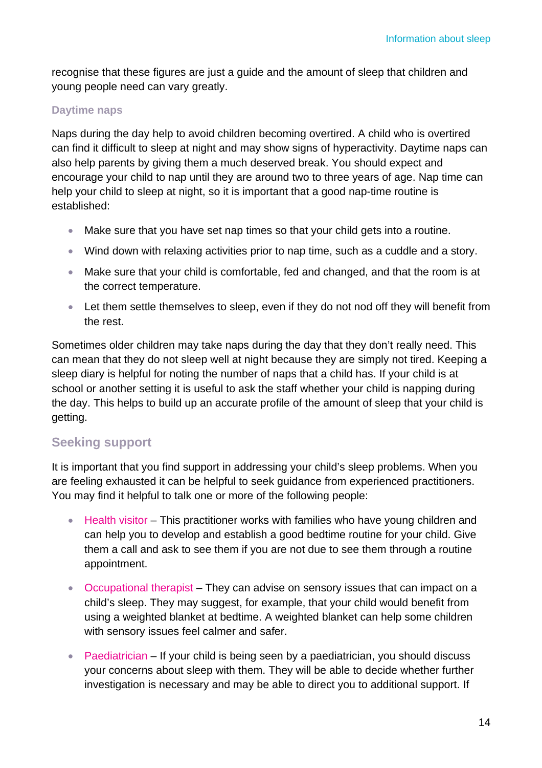recognise that these figures are just a guide and the amount of sleep that children and young people need can vary greatly.

### Daytime naps

Naps during the day help to avoid children becoming overtired. A child who is overtired can find it difficult to sleep at night and may show signs of hyperactivity. Daytime naps can also help parents by giving them a much deserved break. You should expect and encourage your child to nap until they are around two to three years of age. Nap time can help your child to sleep at night, so it is important that a good nap-time routine is established:

- Make sure that you have set nap times so that your child gets into a routine.
- Wind down with relaxing activities prior to nap time, such as a cuddle and a story.
- Make sure that your child is comfortable, fed and changed, and that the room is at the correct temperature.
- Let them settle themselves to sleep, even if they do not nod off they will benefit from the rest.

Sometimes older children may take naps during the day that they don't really need. This can mean that they do not sleep well at night because they are simply not tired. Keeping a sleep diary is helpful for noting the number of naps that a child has. If your child is at school or another setting it is useful to ask the staff whether your child is napping during the day. This helps to build up an accurate profile of the amount of sleep that your child is getting.

## Seeking support

It is important that you find support in addressing your child's sleep problems. When you are feeling exhausted it can be helpful to seek guidance from experienced practitioners. You may find it helpful to talk one or more of the following people:

- Health visitor – This practitioner works with families who have young children and can help you to develop and establish a good bedtime routine for your child. Give them a call and ask to see them if you are not due to see them through a routine appointment.
- Occupational therapist – They can advise on sensory issues that can impact on a child's sleep. They may suggest, for example, that your child would benefit from using a weighted blanket at bedtime. A weighted blanket can help some children with sensory issues feel calmer and safer.
- Paediatrician – If your child is being seen by a paediatrician, you should discuss your concerns about sleep with them. They will be able to decide whether further investigation is necessary and may be able to direct you to additional support. If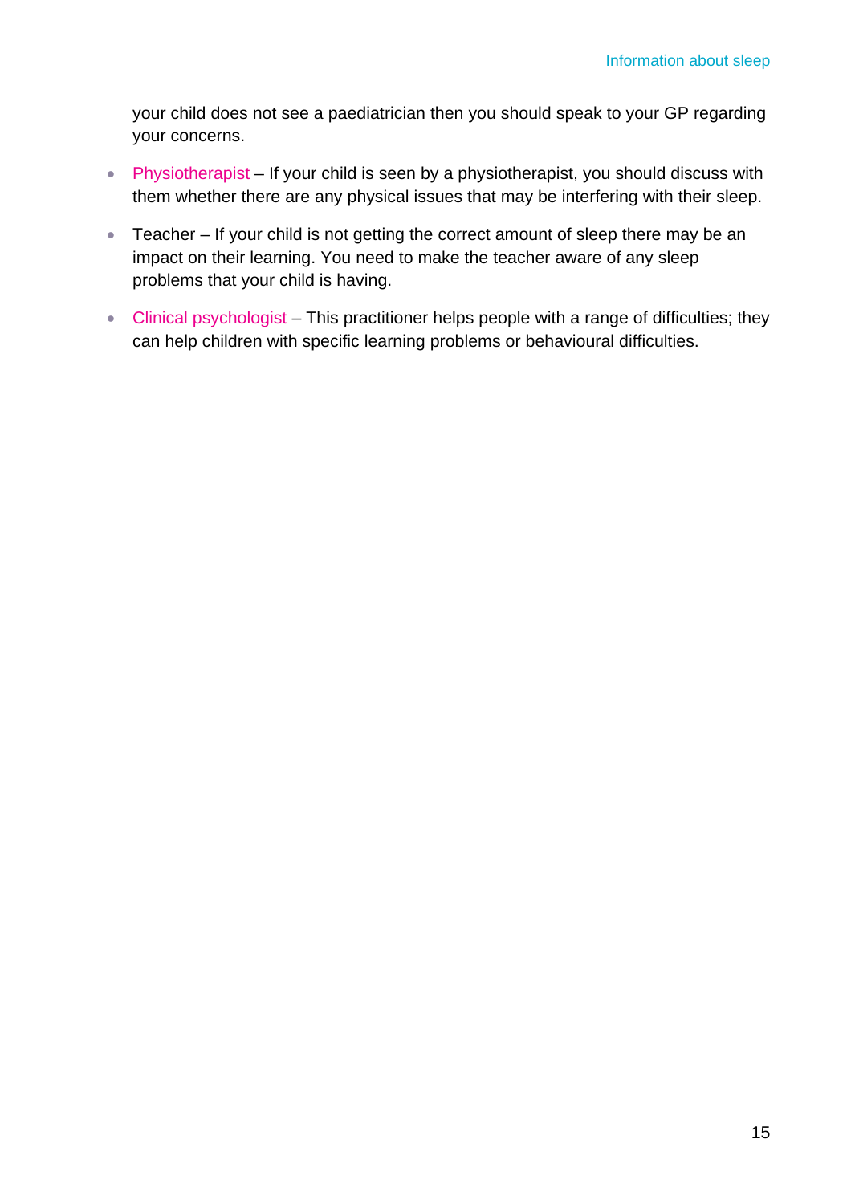your child does not see a paediatrician then you should speak to your GP regarding your concerns.

- Physiotherapist – If your child is seen by a physiotherapist, you should discuss with them whether there are any physical issues that may be interfering with their sleep.
- Teacher – If your child is not getting the correct amount of sleep there may be an impact on their learning. You need to make the teacher aware of any sleep problems that your child is having.
- Clinical psychologist – This practitioner helps people with a range of difficulties; they can help children with specific learning problems or behavioural difficulties.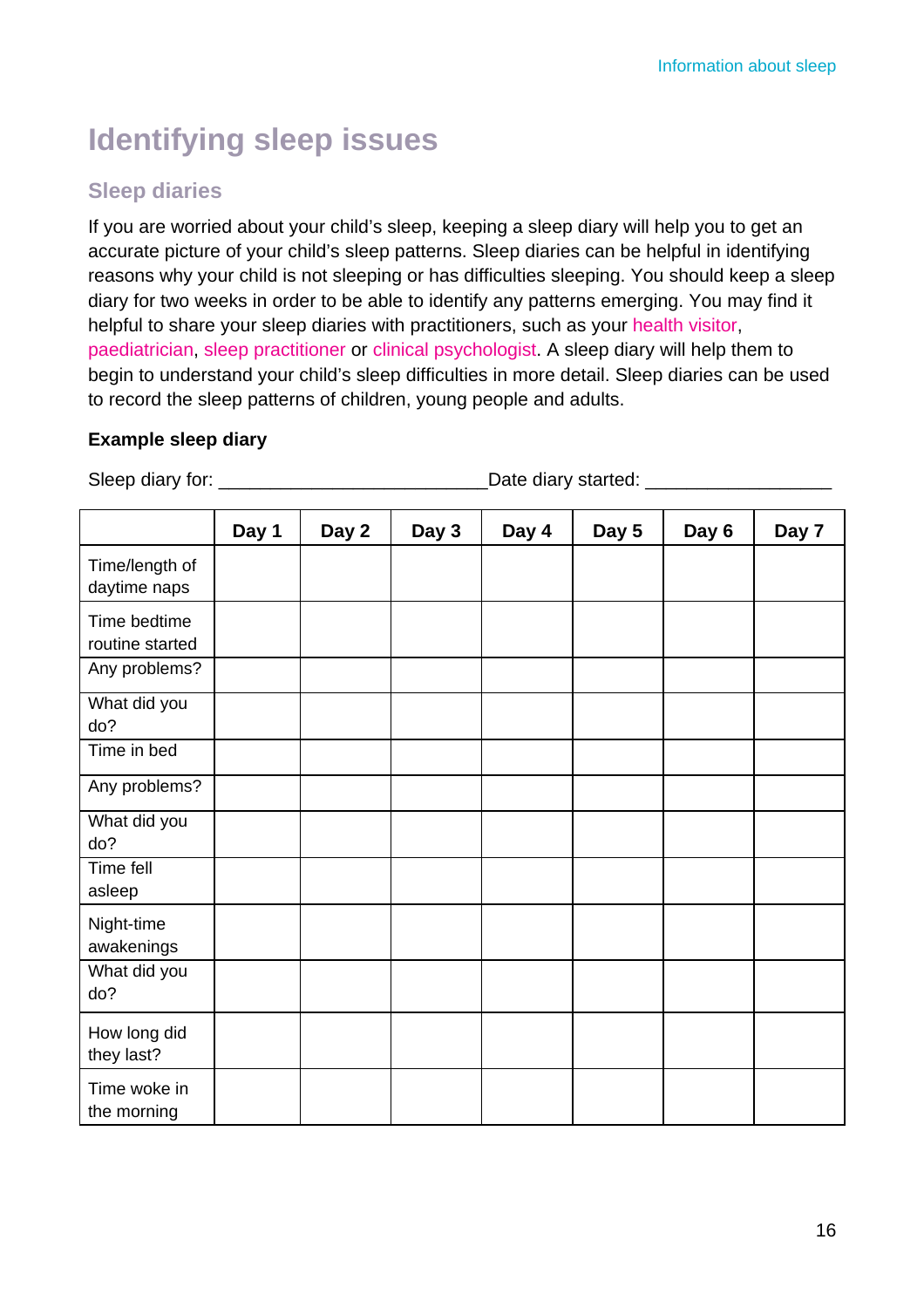# Identifying sleep issues

## Sleep diaries

If you are worried about your child's sleep, keeping a sleep diary will help you to get an accurate picture of your child's sleep patterns. Sleep diaries can be helpful in identifying reasons why your child is not sleeping or has difficulties sleeping. You should keep a sleep diary for two weeks in order to be able to identify any patterns emerging. You may find it helpful to share your sleep diaries with practitioners, such as your health visitor, paediatrician, sleep practitioner or clinical psychologist. A sleep diary will help them to begin to understand your child's sleep difficulties in more detail. Sleep diaries can be used to record the sleep patterns of children, young people and adults.

**Example sleep diary**

Sleep diary for: _________________________ Date diary started: _________________

| | Day 1 | Day 2 | Day 3 | Day 4 | Day 5 | Day 6 | Day 7 |
|---|---|---|---|---|---|---|---|
| Time/length of daytime naps | | | | | | | |
| Time bedtime routine started | | | | | | | |
| Any problems? | | | | | | | |
| What did you do? | | | | | | | |
| Time in bed | | | | | | | |
| Any problems? | | | | | | | |
| What did you do? | | | | | | | |
| Time fell asleep | | | | | | | |
| Night-time awakenings | | | | | | | |
| What did you do? | | | | | | | |
| How long did they last? | | | | | | | |
| Time woke in the morning | | | | | | | |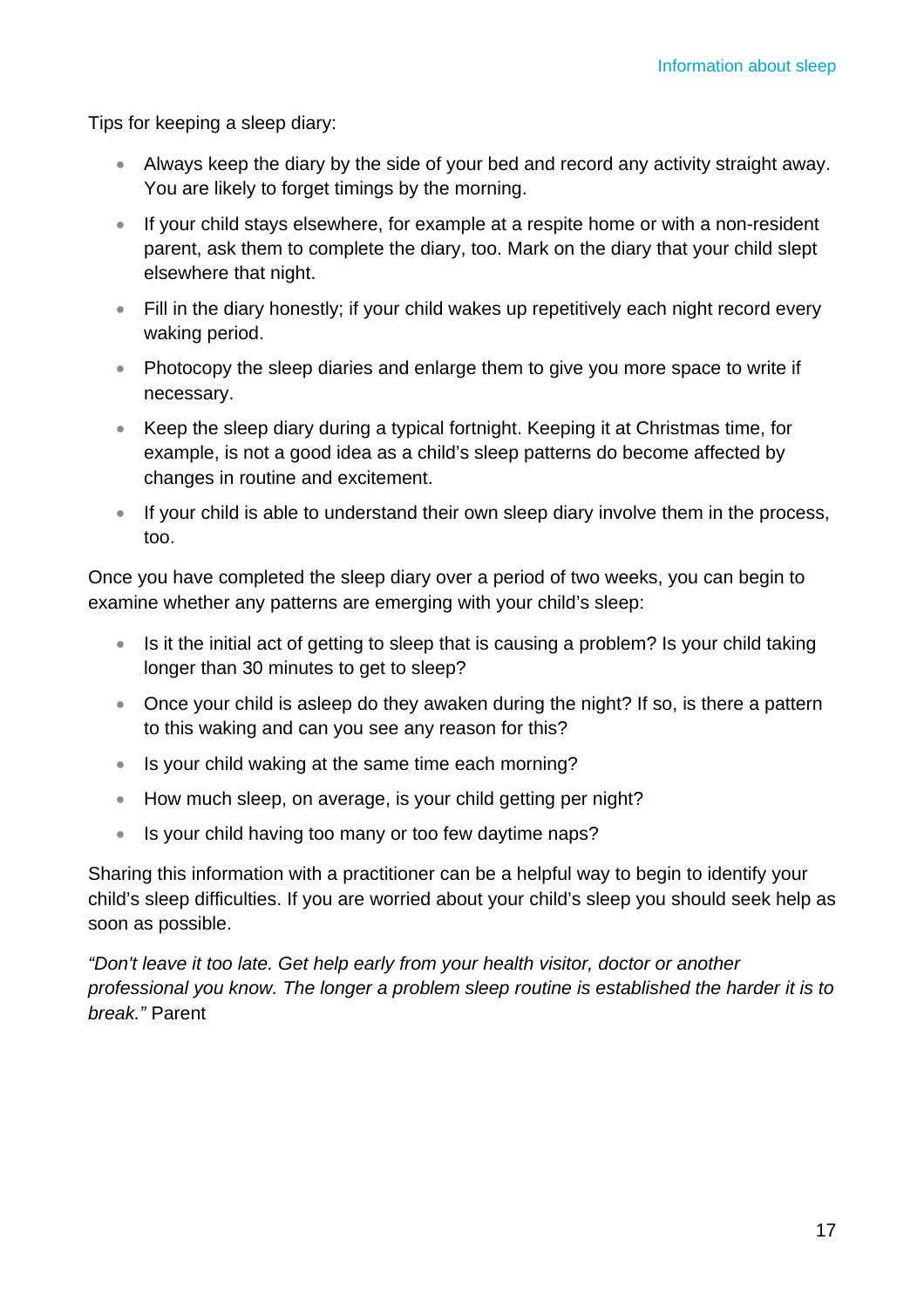Tips for keeping a sleep diary:

- Always keep the diary by the side of your bed and record any activity straight away. You are likely to forget timings by the morning.
- If your child stays elsewhere, for example at a respite home or with a non-resident parent, ask them to complete the diary, too. Mark on the diary that your child slept elsewhere that night.
- Fill in the diary honestly; if your child wakes up repetitively each night record every waking period.
- Photocopy the sleep diaries and enlarge them to give you more space to write if necessary.
- Keep the sleep diary during a typical fortnight. Keeping it at Christmas time, for example, is not a good idea as a child's sleep patterns do become affected by changes in routine and excitement.
- If your child is able to understand their own sleep diary involve them in the process, too.

Once you have completed the sleep diary over a period of two weeks, you can begin to examine whether any patterns are emerging with your child's sleep:

- Is it the initial act of getting to sleep that is causing a problem? Is your child taking longer than 30 minutes to get to sleep?
- Once your child is asleep do they awaken during the night? If so, is there a pattern to this waking and can you see any reason for this?
- Is your child waking at the same time each morning?
- How much sleep, on average, is your child getting per night?
- Is your child having too many or too few daytime naps?

Sharing this information with a practitioner can be a helpful way to begin to identify your child's sleep difficulties. If you are worried about your child's sleep you should seek help as soon as possible.

*"Don't leave it too late. Get help early from your health visitor, doctor or another professional you know. The longer a problem sleep routine is established the harder it is to break."* Parent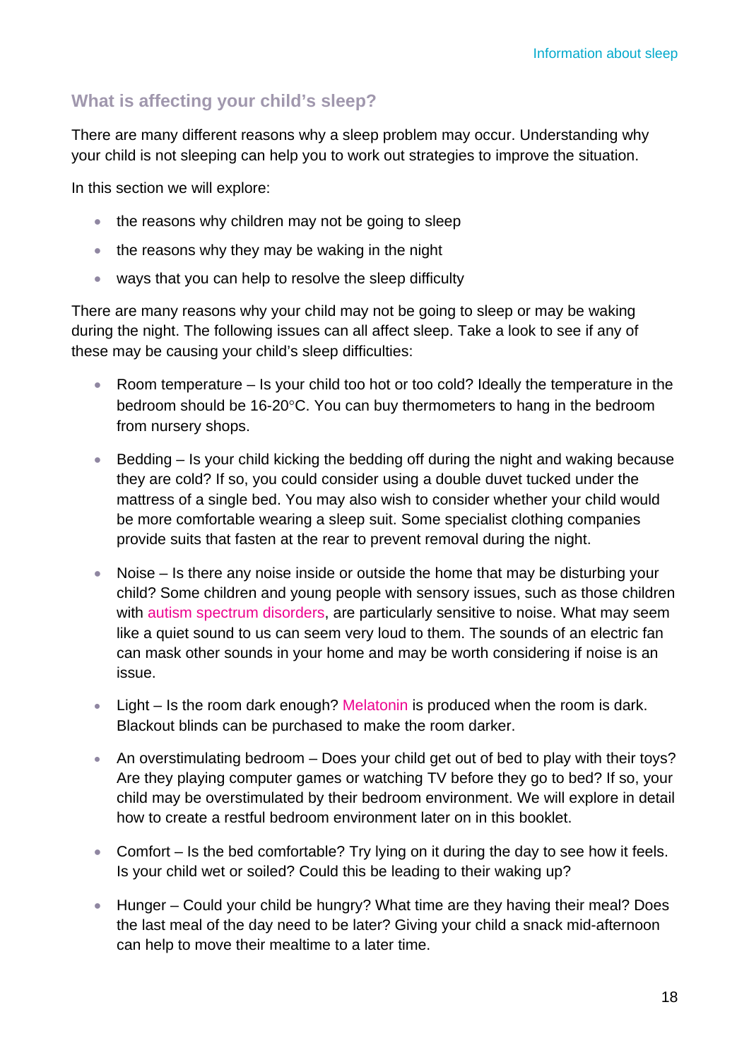## What is affecting your child's sleep?

There are many different reasons why a sleep problem may occur. Understanding why your child is not sleeping can help you to work out strategies to improve the situation.

In this section we will explore:

- the reasons why children may not be going to sleep
- the reasons why they may be waking in the night
- ways that you can help to resolve the sleep difficulty

There are many reasons why your child may not be going to sleep or may be waking during the night. The following issues can all affect sleep. Take a look to see if any of these may be causing your child's sleep difficulties:

- Room temperature – Is your child too hot or too cold? Ideally the temperature in the bedroom should be 16-20°C. You can buy thermometers to hang in the bedroom from nursery shops.

- Bedding – Is your child kicking the bedding off during the night and waking because they are cold? If so, you could consider using a double duvet tucked under the mattress of a single bed. You may also wish to consider whether your child would be more comfortable wearing a sleep suit. Some specialist clothing companies provide suits that fasten at the rear to prevent removal during the night.

- Noise – Is there any noise inside or outside the home that may be disturbing your child? Some children and young people with sensory issues, such as those children with autism spectrum disorders, are particularly sensitive to noise. What may seem like a quiet sound to us can seem very loud to them. The sounds of an electric fan can mask other sounds in your home and may be worth considering if noise is an issue.

- Light – Is the room dark enough? Melatonin is produced when the room is dark. Blackout blinds can be purchased to make the room darker.

- An overstimulating bedroom – Does your child get out of bed to play with their toys? Are they playing computer games or watching TV before they go to bed? If so, your child may be overstimulated by their bedroom environment. We will explore in detail how to create a restful bedroom environment later on in this booklet.

- Comfort – Is the bed comfortable? Try lying on it during the day to see how it feels. Is your child wet or soiled? Could this be leading to their waking up?

- Hunger – Could your child be hungry? What time are they having their meal? Does the last meal of the day need to be later? Giving your child a snack mid-afternoon can help to move their mealtime to a later time.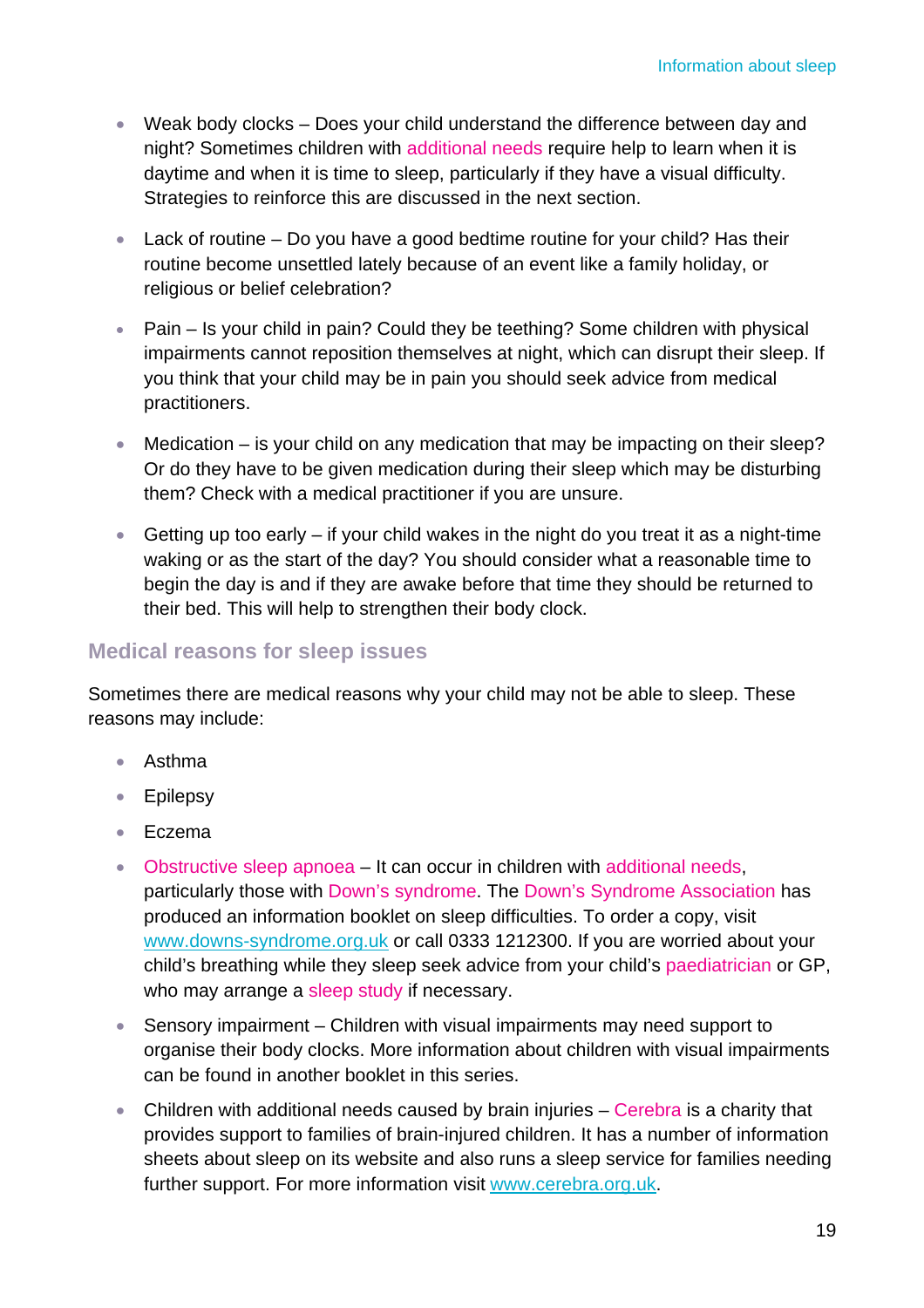- Weak body clocks – Does your child understand the difference between day and night? Sometimes children with additional needs require help to learn when it is daytime and when it is time to sleep, particularly if they have a visual difficulty. Strategies to reinforce this are discussed in the next section.
- Lack of routine – Do you have a good bedtime routine for your child? Has their routine become unsettled lately because of an event like a family holiday, or religious or belief celebration?
- Pain – Is your child in pain? Could they be teething? Some children with physical impairments cannot reposition themselves at night, which can disrupt their sleep. If you think that your child may be in pain you should seek advice from medical practitioners.
- Medication – is your child on any medication that may be impacting on their sleep? Or do they have to be given medication during their sleep which may be disturbing them? Check with a medical practitioner if you are unsure.
- Getting up too early – if your child wakes in the night do you treat it as a night-time waking or as the start of the day? You should consider what a reasonable time to begin the day is and if they are awake before that time they should be returned to their bed. This will help to strengthen their body clock.

## Medical reasons for sleep issues

Sometimes there are medical reasons why your child may not be able to sleep. These reasons may include:

- Asthma
- Epilepsy
- Eczema
- Obstructive sleep apnoea – It can occur in children with additional needs, particularly those with Down's syndrome. The Down's Syndrome Association has produced an information booklet on sleep difficulties. To order a copy, visit www.downs-syndrome.org.uk or call 0333 1212300. If you are worried about your child's breathing while they sleep seek advice from your child's paediatrician or GP, who may arrange a sleep study if necessary.
- Sensory impairment – Children with visual impairments may need support to organise their body clocks. More information about children with visual impairments can be found in another booklet in this series.
- Children with additional needs caused by brain injuries – Cerebra is a charity that provides support to families of brain-injured children. It has a number of information sheets about sleep on its website and also runs a sleep service for families needing further support. For more information visit www.cerebra.org.uk.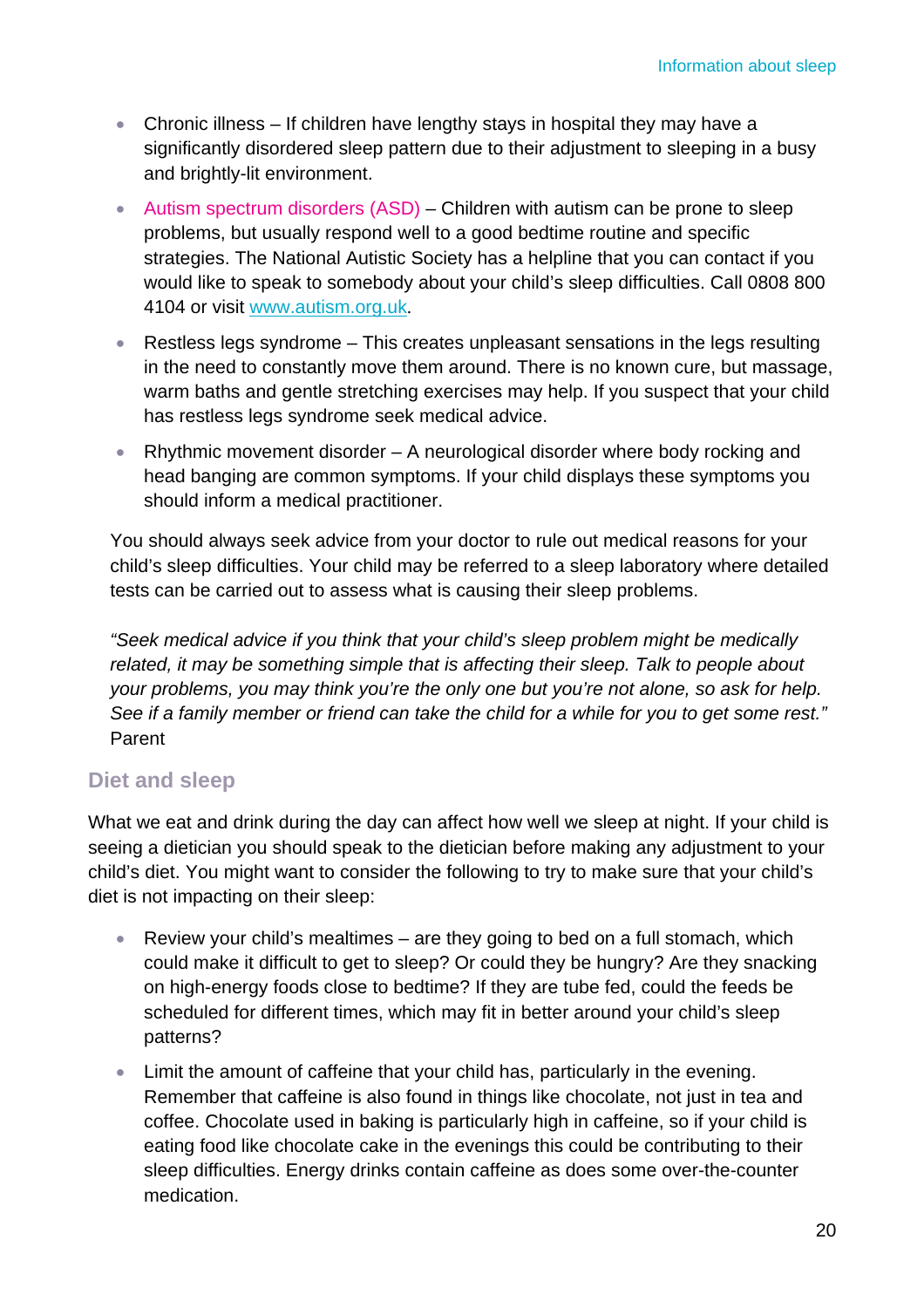- Chronic illness – If children have lengthy stays in hospital they may have a significantly disordered sleep pattern due to their adjustment to sleeping in a busy and brightly-lit environment.
- Autism spectrum disorders (ASD) – Children with autism can be prone to sleep problems, but usually respond well to a good bedtime routine and specific strategies. The National Autistic Society has a helpline that you can contact if you would like to speak to somebody about your child's sleep difficulties. Call 0808 800 4104 or visit [www.autism.org.uk](http://www.autism.org.uk).
- Restless legs syndrome – This creates unpleasant sensations in the legs resulting in the need to constantly move them around. There is no known cure, but massage, warm baths and gentle stretching exercises may help. If you suspect that your child has restless legs syndrome seek medical advice.
- Rhythmic movement disorder – A neurological disorder where body rocking and head banging are common symptoms. If your child displays these symptoms you should inform a medical practitioner.

You should always seek advice from your doctor to rule out medical reasons for your child's sleep difficulties. Your child may be referred to a sleep laboratory where detailed tests can be carried out to assess what is causing their sleep problems.

*"Seek medical advice if you think that your child's sleep problem might be medically related, it may be something simple that is affecting their sleep. Talk to people about your problems, you may think you're the only one but you're not alone, so ask for help. See if a family member or friend can take the child for a while for you to get some rest."*
Parent

## Diet and sleep

What we eat and drink during the day can affect how well we sleep at night. If your child is seeing a dietician you should speak to the dietician before making any adjustment to your child's diet. You might want to consider the following to try to make sure that your child's diet is not impacting on their sleep:

- Review your child's mealtimes – are they going to bed on a full stomach, which could make it difficult to get to sleep? Or could they be hungry? Are they snacking on high-energy foods close to bedtime? If they are tube fed, could the feeds be scheduled for different times, which may fit in better around your child's sleep patterns?
- Limit the amount of caffeine that your child has, particularly in the evening. Remember that caffeine is also found in things like chocolate, not just in tea and coffee. Chocolate used in baking is particularly high in caffeine, so if your child is eating food like chocolate cake in the evenings this could be contributing to their sleep difficulties. Energy drinks contain caffeine as does some over-the-counter medication.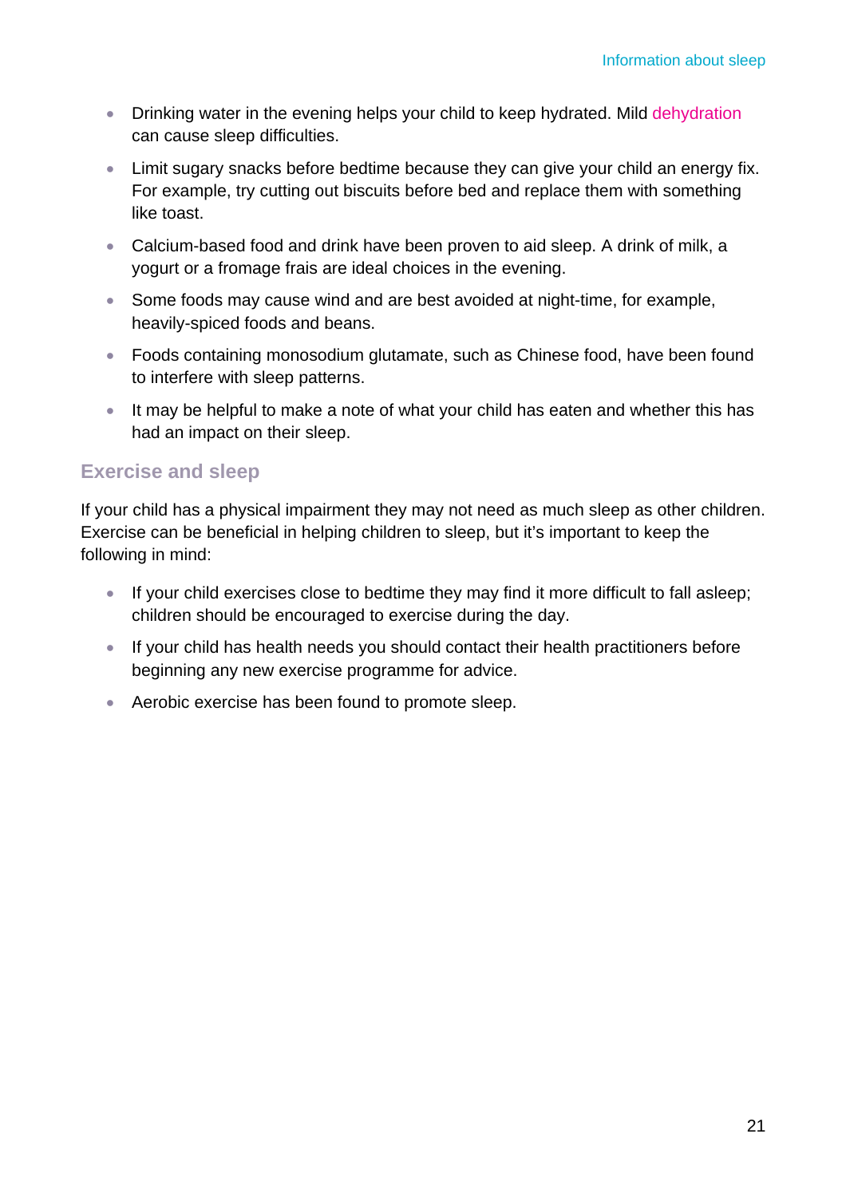- Drinking water in the evening helps your child to keep hydrated. Mild dehydration can cause sleep difficulties.
- Limit sugary snacks before bedtime because they can give your child an energy fix. For example, try cutting out biscuits before bed and replace them with something like toast.
- Calcium-based food and drink have been proven to aid sleep. A drink of milk, a yogurt or a fromage frais are ideal choices in the evening.
- Some foods may cause wind and are best avoided at night-time, for example, heavily-spiced foods and beans.
- Foods containing monosodium glutamate, such as Chinese food, have been found to interfere with sleep patterns.
- It may be helpful to make a note of what your child has eaten and whether this has had an impact on their sleep.

## Exercise and sleep

If your child has a physical impairment they may not need as much sleep as other children. Exercise can be beneficial in helping children to sleep, but it's important to keep the following in mind:

- If your child exercises close to bedtime they may find it more difficult to fall asleep; children should be encouraged to exercise during the day.
- If your child has health needs you should contact their health practitioners before beginning any new exercise programme for advice.
- Aerobic exercise has been found to promote sleep.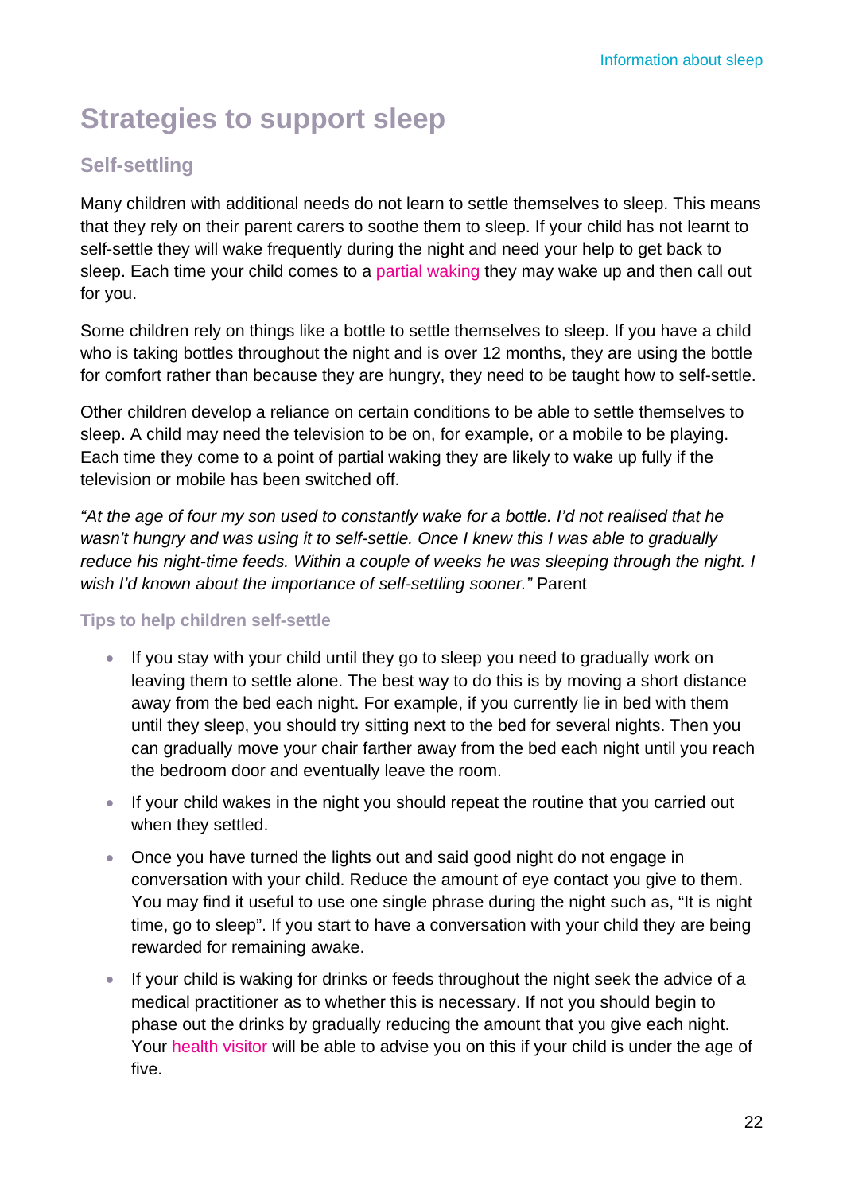## Strategies to support sleep

### Self-settling

Many children with additional needs do not learn to settle themselves to sleep. This means that they rely on their parent carers to soothe them to sleep. If your child has not learnt to self-settle they will wake frequently during the night and need your help to get back to sleep. Each time your child comes to a partial waking they may wake up and then call out for you.

Some children rely on things like a bottle to settle themselves to sleep. If you have a child who is taking bottles throughout the night and is over 12 months, they are using the bottle for comfort rather than because they are hungry, they need to be taught how to self-settle.

Other children develop a reliance on certain conditions to be able to settle themselves to sleep. A child may need the television to be on, for example, or a mobile to be playing. Each time they come to a point of partial waking they are likely to wake up fully if the television or mobile has been switched off.

*"At the age of four my son used to constantly wake for a bottle. I'd not realised that he wasn't hungry and was using it to self-settle. Once I knew this I was able to gradually reduce his night-time feeds. Within a couple of weeks he was sleeping through the night. I wish I'd known about the importance of self-settling sooner."* Parent

#### Tips to help children self-settle

- If you stay with your child until they go to sleep you need to gradually work on leaving them to settle alone. The best way to do this is by moving a short distance away from the bed each night. For example, if you currently lie in bed with them until they sleep, you should try sitting next to the bed for several nights. Then you can gradually move your chair farther away from the bed each night until you reach the bedroom door and eventually leave the room.
- If your child wakes in the night you should repeat the routine that you carried out when they settled.
- Once you have turned the lights out and said good night do not engage in conversation with your child. Reduce the amount of eye contact you give to them. You may find it useful to use one single phrase during the night such as, "It is night time, go to sleep". If you start to have a conversation with your child they are being rewarded for remaining awake.
- If your child is waking for drinks or feeds throughout the night seek the advice of a medical practitioner as to whether this is necessary. If not you should begin to phase out the drinks by gradually reducing the amount that you give each night. Your health visitor will be able to advise you on this if your child is under the age of five.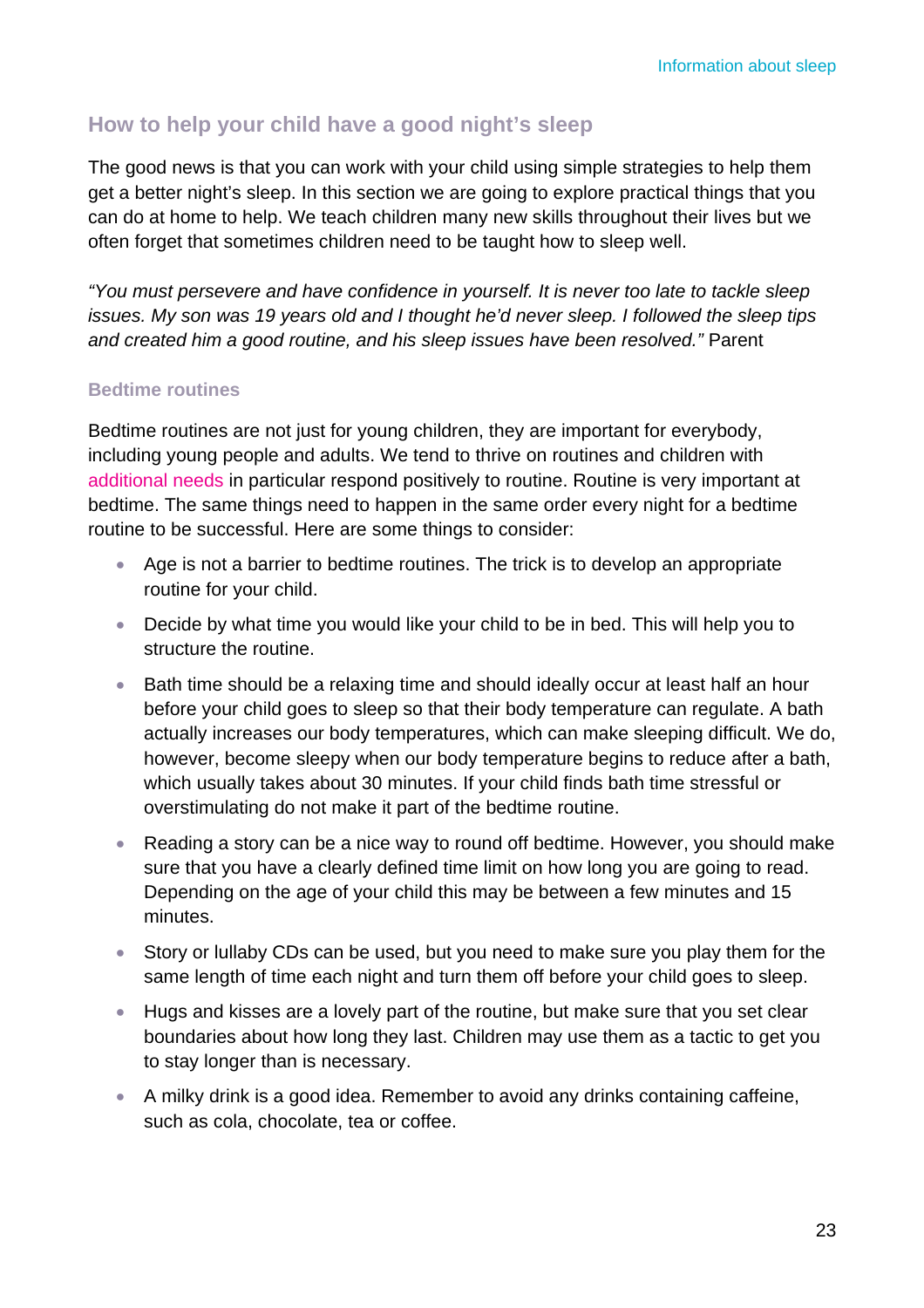## How to help your child have a good night's sleep

The good news is that you can work with your child using simple strategies to help them get a better night's sleep. In this section we are going to explore practical things that you can do at home to help. We teach children many new skills throughout their lives but we often forget that sometimes children need to be taught how to sleep well.

*"You must persevere and have confidence in yourself. It is never too late to tackle sleep issues. My son was 19 years old and I thought he'd never sleep. I followed the sleep tips and created him a good routine, and his sleep issues have been resolved."* Parent

### Bedtime routines

Bedtime routines are not just for young children, they are important for everybody, including young people and adults. We tend to thrive on routines and children with additional needs in particular respond positively to routine. Routine is very important at bedtime. The same things need to happen in the same order every night for a bedtime routine to be successful. Here are some things to consider:

- Age is not a barrier to bedtime routines. The trick is to develop an appropriate routine for your child.
- Decide by what time you would like your child to be in bed. This will help you to structure the routine.
- Bath time should be a relaxing time and should ideally occur at least half an hour before your child goes to sleep so that their body temperature can regulate. A bath actually increases our body temperatures, which can make sleeping difficult. We do, however, become sleepy when our body temperature begins to reduce after a bath, which usually takes about 30 minutes. If your child finds bath time stressful or overstimulating do not make it part of the bedtime routine.
- Reading a story can be a nice way to round off bedtime. However, you should make sure that you have a clearly defined time limit on how long you are going to read. Depending on the age of your child this may be between a few minutes and 15 minutes.
- Story or lullaby CDs can be used, but you need to make sure you play them for the same length of time each night and turn them off before your child goes to sleep.
- Hugs and kisses are a lovely part of the routine, but make sure that you set clear boundaries about how long they last. Children may use them as a tactic to get you to stay longer than is necessary.
- A milky drink is a good idea. Remember to avoid any drinks containing caffeine, such as cola, chocolate, tea or coffee.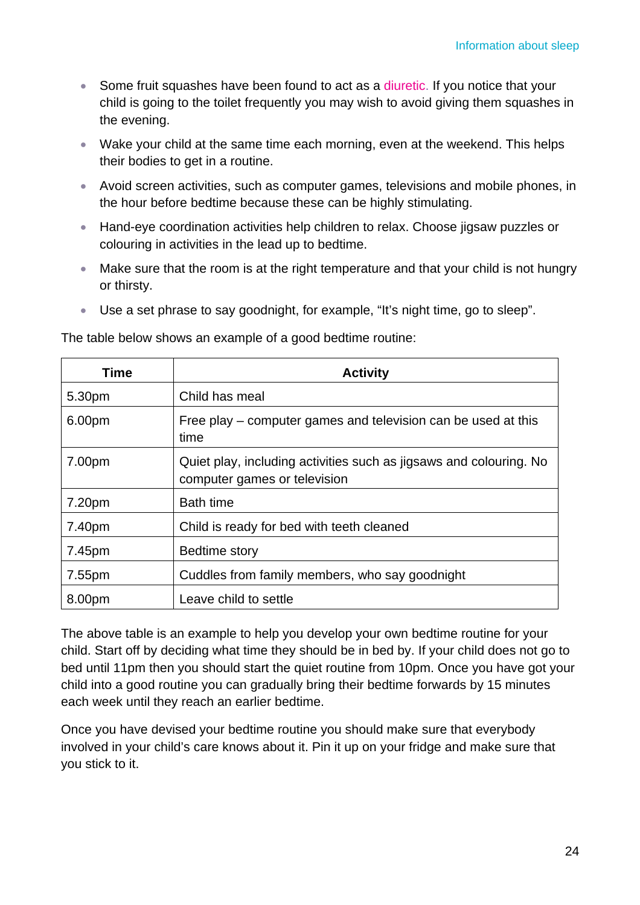- Some fruit squashes have been found to act as a diuretic. If you notice that your child is going to the toilet frequently you may wish to avoid giving them squashes in the evening.
- Wake your child at the same time each morning, even at the weekend. This helps their bodies to get in a routine.
- Avoid screen activities, such as computer games, televisions and mobile phones, in the hour before bedtime because these can be highly stimulating.
- Hand-eye coordination activities help children to relax. Choose jigsaw puzzles or colouring in activities in the lead up to bedtime.
- Make sure that the room is at the right temperature and that your child is not hungry or thirsty.
- Use a set phrase to say goodnight, for example, "It's night time, go to sleep".

The table below shows an example of a good bedtime routine:

| Time | Activity |
|---|---|
| 5.30pm | Child has meal |
| 6.00pm | Free play – computer games and television can be used at this time |
| 7.00pm | Quiet play, including activities such as jigsaws and colouring. No computer games or television |
| 7.20pm | Bath time |
| 7.40pm | Child is ready for bed with teeth cleaned |
| 7.45pm | Bedtime story |
| 7.55pm | Cuddles from family members, who say goodnight |
| 8.00pm | Leave child to settle |

The above table is an example to help you develop your own bedtime routine for your child. Start off by deciding what time they should be in bed by. If your child does not go to bed until 11pm then you should start the quiet routine from 10pm. Once you have got your child into a good routine you can gradually bring their bedtime forwards by 15 minutes each week until they reach an earlier bedtime.

Once you have devised your bedtime routine you should make sure that everybody involved in your child's care knows about it. Pin it up on your fridge and make sure that you stick to it.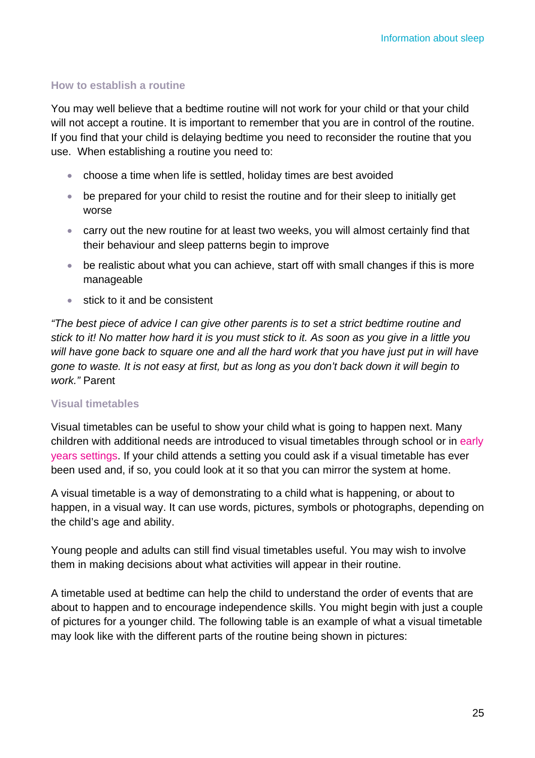### How to establish a routine

You may well believe that a bedtime routine will not work for your child or that your child will not accept a routine. It is important to remember that you are in control of the routine. If you find that your child is delaying bedtime you need to reconsider the routine that you use. When establishing a routine you need to:

- choose a time when life is settled, holiday times are best avoided
- be prepared for your child to resist the routine and for their sleep to initially get worse
- carry out the new routine for at least two weeks, you will almost certainly find that their behaviour and sleep patterns begin to improve
- be realistic about what you can achieve, start off with small changes if this is more manageable
- stick to it and be consistent

*"The best piece of advice I can give other parents is to set a strict bedtime routine and stick to it! No matter how hard it is you must stick to it. As soon as you give in a little you will have gone back to square one and all the hard work that you have just put in will have gone to waste. It is not easy at first, but as long as you don't back down it will begin to work."* Parent

### Visual timetables

Visual timetables can be useful to show your child what is going to happen next. Many children with additional needs are introduced to visual timetables through school or in early years settings. If your child attends a setting you could ask if a visual timetable has ever been used and, if so, you could look at it so that you can mirror the system at home.

A visual timetable is a way of demonstrating to a child what is happening, or about to happen, in a visual way. It can use words, pictures, symbols or photographs, depending on the child's age and ability.

Young people and adults can still find visual timetables useful. You may wish to involve them in making decisions about what activities will appear in their routine.

A timetable used at bedtime can help the child to understand the order of events that are about to happen and to encourage independence skills. You might begin with just a couple of pictures for a younger child. The following table is an example of what a visual timetable may look like with the different parts of the routine being shown in pictures: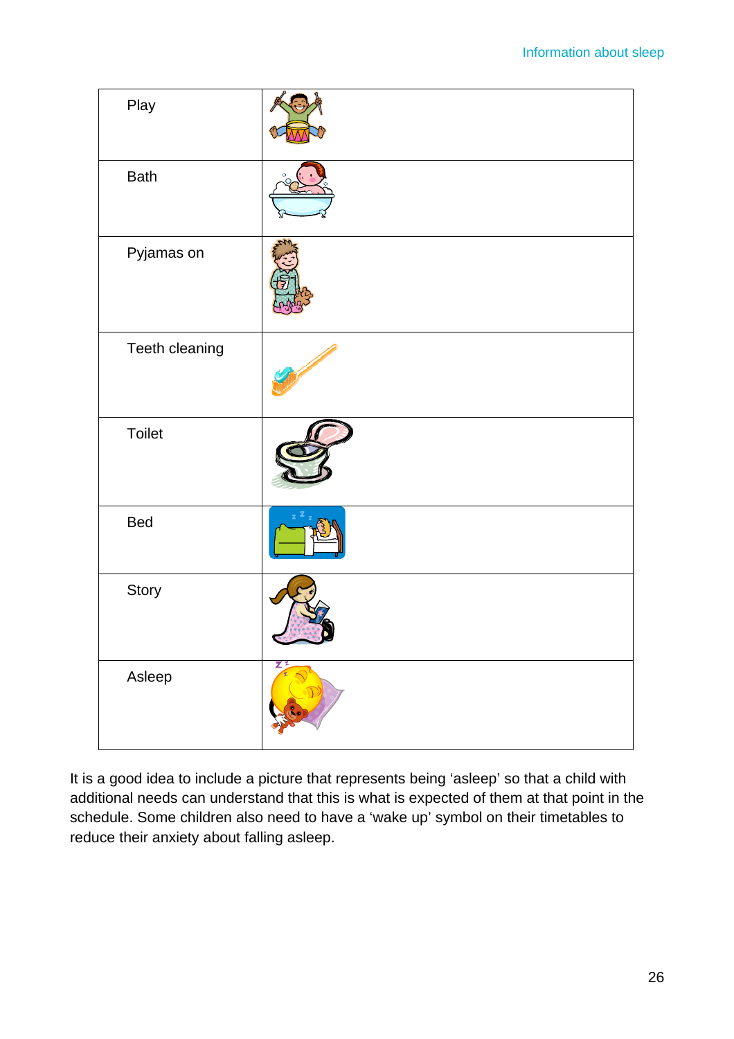| | |
|---|---|
| Play | |
| Bath | |
| Pyjamas on | |
| Teeth cleaning | |
| Toilet | |
| Bed | |
| Story | |
| Asleep | |

It is a good idea to include a picture that represents being ‘asleep’ so that a child with additional needs can understand that this is what is expected of them at that point in the schedule. Some children also need to have a ‘wake up’ symbol on their timetables to reduce their anxiety about falling asleep.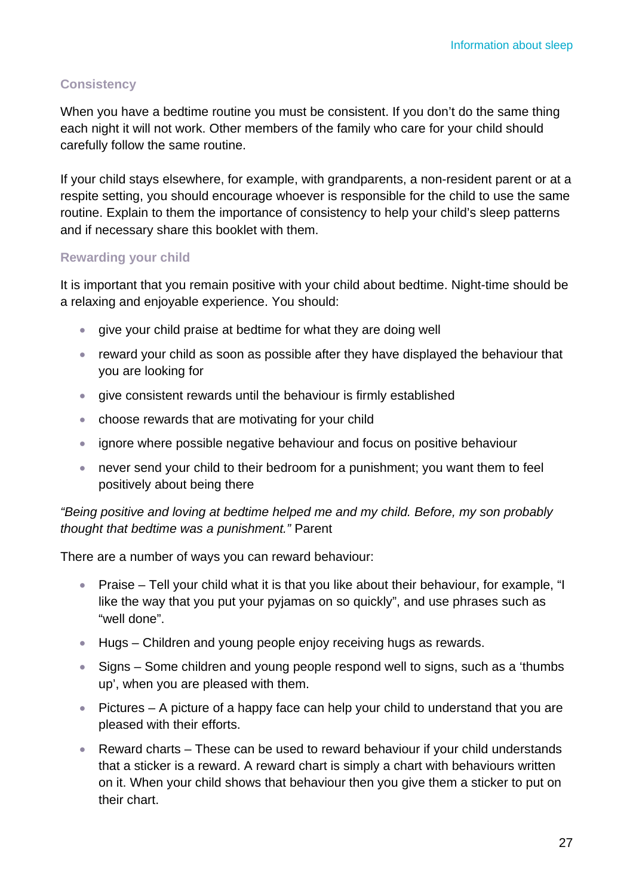### Consistency

When you have a bedtime routine you must be consistent. If you don't do the same thing each night it will not work. Other members of the family who care for your child should carefully follow the same routine.

If your child stays elsewhere, for example, with grandparents, a non-resident parent or at a respite setting, you should encourage whoever is responsible for the child to use the same routine. Explain to them the importance of consistency to help your child's sleep patterns and if necessary share this booklet with them.

### Rewarding your child

It is important that you remain positive with your child about bedtime. Night-time should be a relaxing and enjoyable experience. You should:

- give your child praise at bedtime for what they are doing well
- reward your child as soon as possible after they have displayed the behaviour that you are looking for
- give consistent rewards until the behaviour is firmly established
- choose rewards that are motivating for your child
- ignore where possible negative behaviour and focus on positive behaviour
- never send your child to their bedroom for a punishment; you want them to feel positively about being there

*"Being positive and loving at bedtime helped me and my child. Before, my son probably thought that bedtime was a punishment."* Parent

There are a number of ways you can reward behaviour:

- Praise – Tell your child what it is that you like about their behaviour, for example, "I like the way that you put your pyjamas on so quickly", and use phrases such as "well done".
- Hugs – Children and young people enjoy receiving hugs as rewards.
- Signs – Some children and young people respond well to signs, such as a 'thumbs up', when you are pleased with them.
- Pictures – A picture of a happy face can help your child to understand that you are pleased with their efforts.
- Reward charts – These can be used to reward behaviour if your child understands that a sticker is a reward. A reward chart is simply a chart with behaviours written on it. When your child shows that behaviour then you give them a sticker to put on their chart.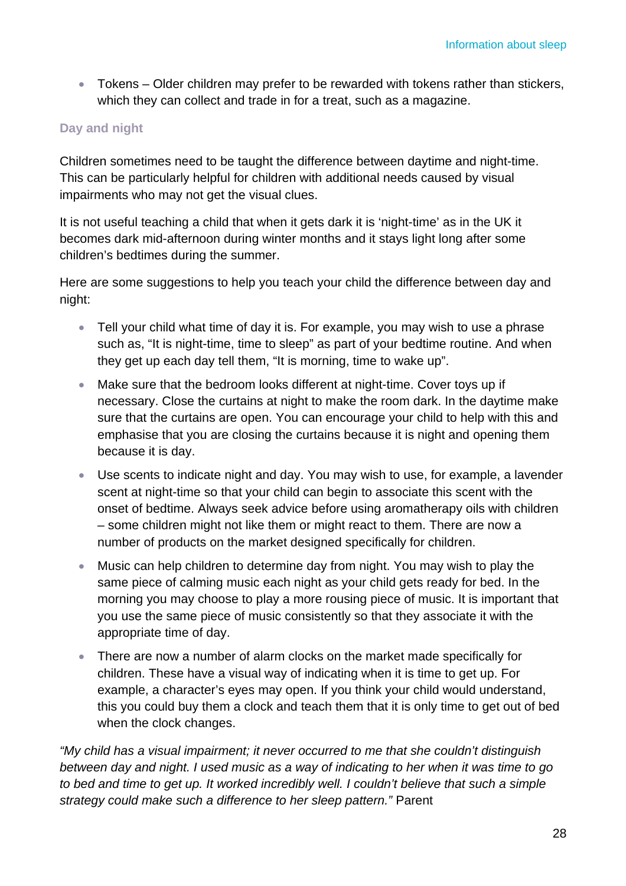- Tokens – Older children may prefer to be rewarded with tokens rather than stickers, which they can collect and trade in for a treat, such as a magazine.

### Day and night

Children sometimes need to be taught the difference between daytime and night-time. This can be particularly helpful for children with additional needs caused by visual impairments who may not get the visual clues.

It is not useful teaching a child that when it gets dark it is 'night-time' as in the UK it becomes dark mid-afternoon during winter months and it stays light long after some children's bedtimes during the summer.

Here are some suggestions to help you teach your child the difference between day and night:

- Tell your child what time of day it is. For example, you may wish to use a phrase such as, "It is night-time, time to sleep" as part of your bedtime routine. And when they get up each day tell them, "It is morning, time to wake up".
- Make sure that the bedroom looks different at night-time. Cover toys up if necessary. Close the curtains at night to make the room dark. In the daytime make sure that the curtains are open. You can encourage your child to help with this and emphasise that you are closing the curtains because it is night and opening them because it is day.
- Use scents to indicate night and day. You may wish to use, for example, a lavender scent at night-time so that your child can begin to associate this scent with the onset of bedtime. Always seek advice before using aromatherapy oils with children – some children might not like them or might react to them. There are now a number of products on the market designed specifically for children.
- Music can help children to determine day from night. You may wish to play the same piece of calming music each night as your child gets ready for bed. In the morning you may choose to play a more rousing piece of music. It is important that you use the same piece of music consistently so that they associate it with the appropriate time of day.
- There are now a number of alarm clocks on the market made specifically for children. These have a visual way of indicating when it is time to get up. For example, a character's eyes may open. If you think your child would understand, this you could buy them a clock and teach them that it is only time to get out of bed when the clock changes.

*"My child has a visual impairment; it never occurred to me that she couldn't distinguish between day and night. I used music as a way of indicating to her when it was time to go to bed and time to get up. It worked incredibly well. I couldn't believe that such a simple strategy could make such a difference to her sleep pattern."* Parent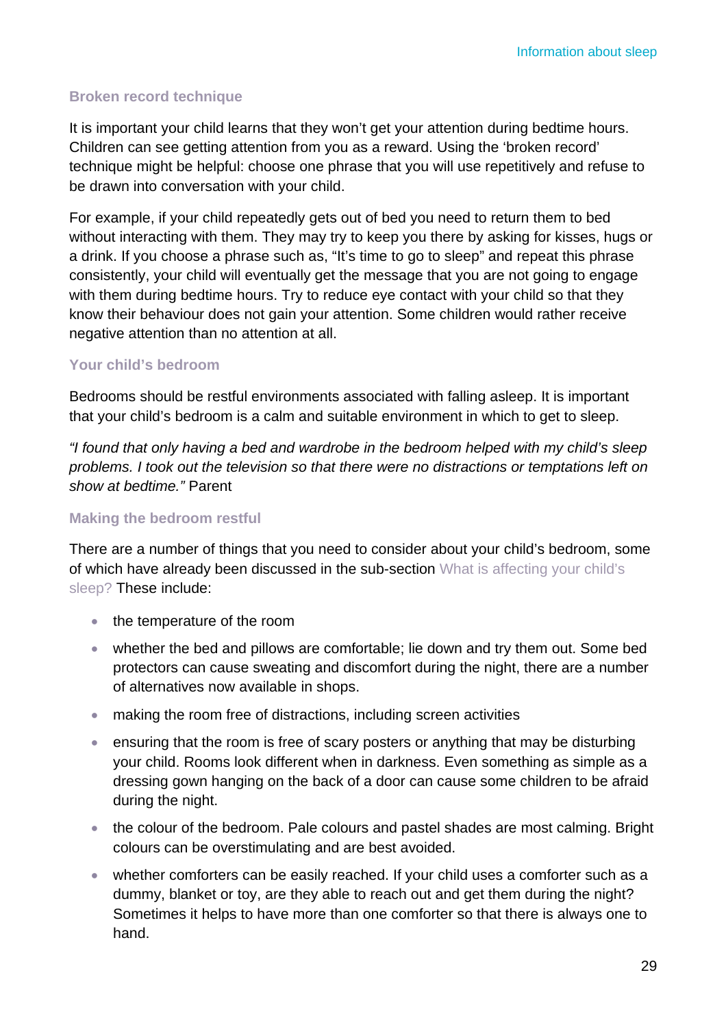### Broken record technique

It is important your child learns that they won't get your attention during bedtime hours. Children can see getting attention from you as a reward. Using the 'broken record' technique might be helpful: choose one phrase that you will use repetitively and refuse to be drawn into conversation with your child.

For example, if your child repeatedly gets out of bed you need to return them to bed without interacting with them. They may try to keep you there by asking for kisses, hugs or a drink. If you choose a phrase such as, "It's time to go to sleep" and repeat this phrase consistently, your child will eventually get the message that you are not going to engage with them during bedtime hours. Try to reduce eye contact with your child so that they know their behaviour does not gain your attention. Some children would rather receive negative attention than no attention at all.

### Your child's bedroom

Bedrooms should be restful environments associated with falling asleep. It is important that your child's bedroom is a calm and suitable environment in which to get to sleep.

*"I found that only having a bed and wardrobe in the bedroom helped with my child's sleep problems. I took out the television so that there were no distractions or temptations left on show at bedtime."* Parent

### Making the bedroom restful

There are a number of things that you need to consider about your child's bedroom, some of which have already been discussed in the sub-section What is affecting your child's sleep? These include:

- the temperature of the room
- whether the bed and pillows are comfortable; lie down and try them out. Some bed protectors can cause sweating and discomfort during the night, there are a number of alternatives now available in shops.
- making the room free of distractions, including screen activities
- ensuring that the room is free of scary posters or anything that may be disturbing your child. Rooms look different when in darkness. Even something as simple as a dressing gown hanging on the back of a door can cause some children to be afraid during the night.
- the colour of the bedroom. Pale colours and pastel shades are most calming. Bright colours can be overstimulating and are best avoided.
- whether comforters can be easily reached. If your child uses a comforter such as a dummy, blanket or toy, are they able to reach out and get them during the night? Sometimes it helps to have more than one comforter so that there is always one to hand.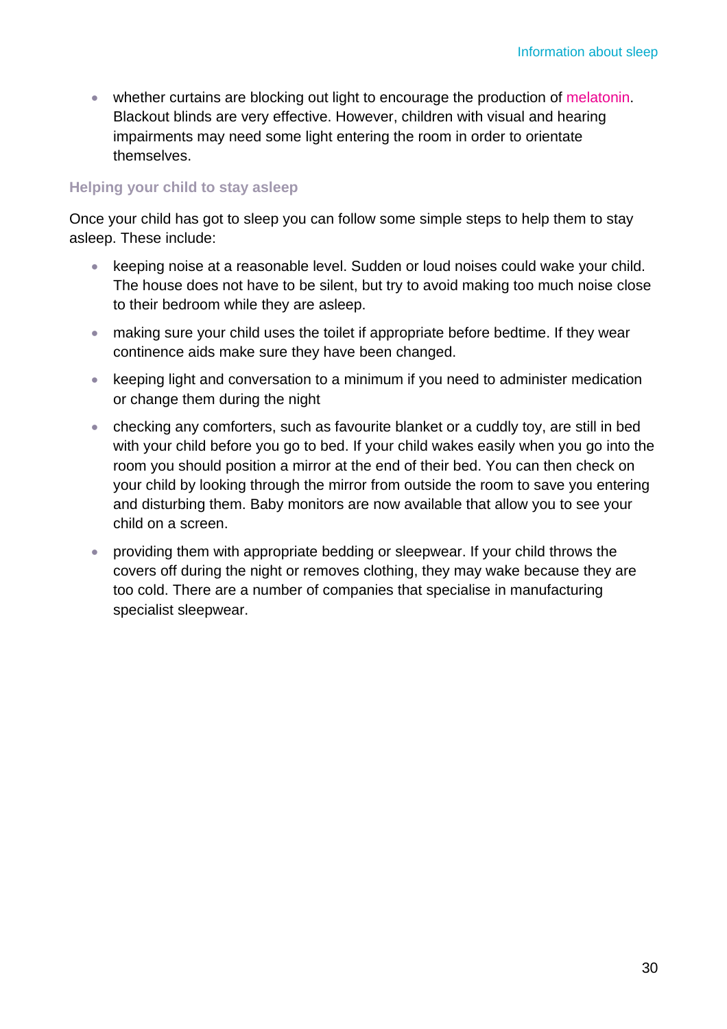- whether curtains are blocking out light to encourage the production of melatonin. Blackout blinds are very effective. However, children with visual and hearing impairments may need some light entering the room in order to orientate themselves.

### Helping your child to stay asleep

Once your child has got to sleep you can follow some simple steps to help them to stay asleep. These include:

- keeping noise at a reasonable level. Sudden or loud noises could wake your child. The house does not have to be silent, but try to avoid making too much noise close to their bedroom while they are asleep.
- making sure your child uses the toilet if appropriate before bedtime. If they wear continence aids make sure they have been changed.
- keeping light and conversation to a minimum if you need to administer medication or change them during the night
- checking any comforters, such as favourite blanket or a cuddly toy, are still in bed with your child before you go to bed. If your child wakes easily when you go into the room you should position a mirror at the end of their bed. You can then check on your child by looking through the mirror from outside the room to save you entering and disturbing them. Baby monitors are now available that allow you to see your child on a screen.
- providing them with appropriate bedding or sleepwear. If your child throws the covers off during the night or removes clothing, they may wake because they are too cold. There are a number of companies that specialise in manufacturing specialist sleepwear.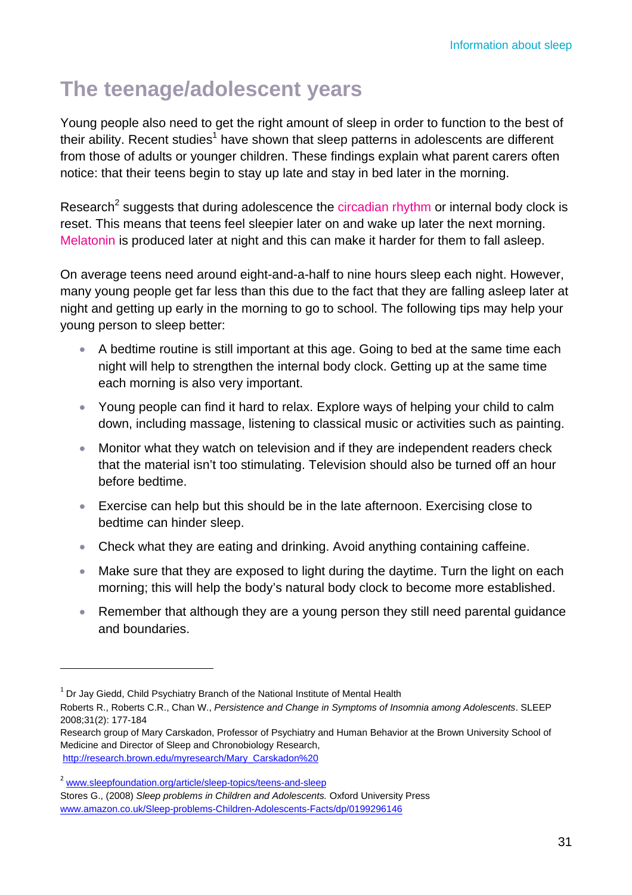## The teenage/adolescent years

Young people also need to get the right amount of sleep in order to function to the best of their ability. Recent studies[1] have shown that sleep patterns in adolescents are different from those of adults or younger children. These findings explain what parent carers often notice: that their teens begin to stay up late and stay in bed later in the morning.

Research[2] suggests that during adolescence the circadian rhythm or internal body clock is reset. This means that teens feel sleepier later on and wake up later the next morning. Melatonin is produced later at night and this can make it harder for them to fall asleep.

On average teens need around eight-and-a-half to nine hours sleep each night. However, many young people get far less than this due to the fact that they are falling asleep later at night and getting up early in the morning to go to school. The following tips may help your young person to sleep better:

- A bedtime routine is still important at this age. Going to bed at the same time each night will help to strengthen the internal body clock. Getting up at the same time each morning is also very important.
- Young people can find it hard to relax. Explore ways of helping your child to calm down, including massage, listening to classical music or activities such as painting.
- Monitor what they watch on television and if they are independent readers check that the material isn't too stimulating. Television should also be turned off an hour before bedtime.
- Exercise can help but this should be in the late afternoon. Exercising close to bedtime can hinder sleep.
- Check what they are eating and drinking. Avoid anything containing caffeine.
- Make sure that they are exposed to light during the daytime. Turn the light on each morning; this will help the body's natural body clock to become more established.
- Remember that although they are a young person they still need parental guidance and boundaries.

---

[1] Dr Jay Giedd, Child Psychiatry Branch of the National Institute of Mental Health
Roberts R., Roberts C.R., Chan W., *Persistence and Change in Symptoms of Insomnia among Adolescents*. SLEEP 2008;31(2): 177-184
Research group of Mary Carskadon, Professor of Psychiatry and Human Behavior at the Brown University School of Medicine and Director of Sleep and Chronobiology Research,
http://research.brown.edu/myresearch/Mary_Carskadon%20

[2] www.sleepfoundation.org/article/sleep-topics/teens-and-sleep
Stores G., (2008) *Sleep problems in Children and Adolescents.* Oxford University Press
www.amazon.co.uk/Sleep-problems-Children-Adolescents-Facts/dp/0199296146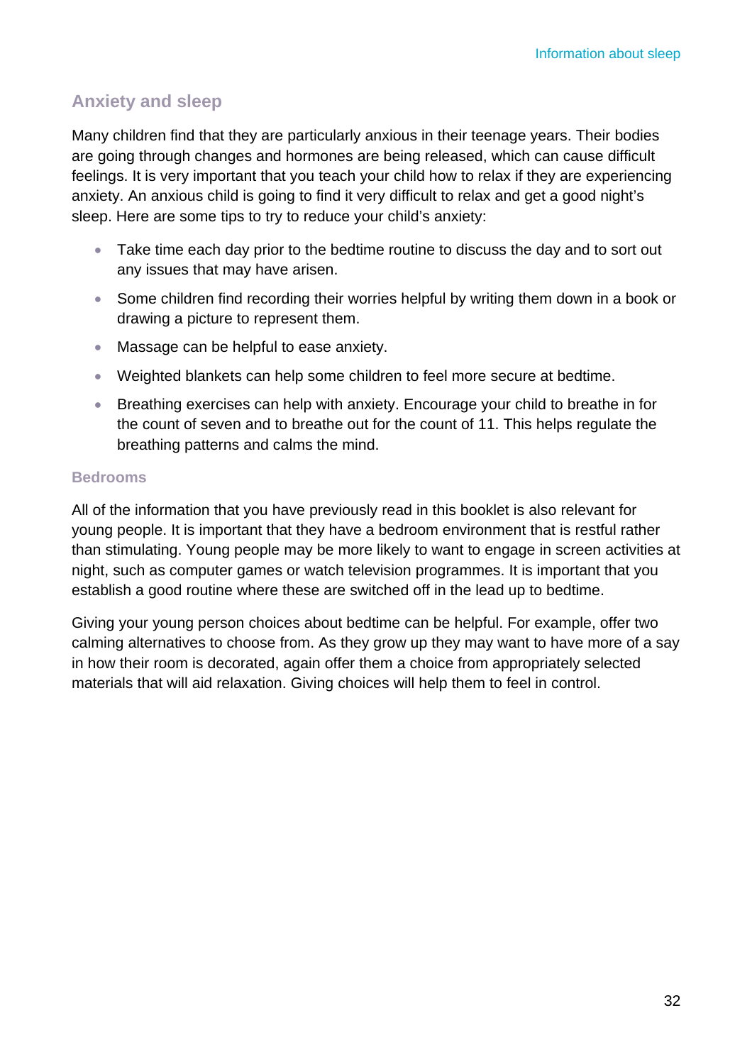## Anxiety and sleep

Many children find that they are particularly anxious in their teenage years. Their bodies are going through changes and hormones are being released, which can cause difficult feelings. It is very important that you teach your child how to relax if they are experiencing anxiety. An anxious child is going to find it very difficult to relax and get a good night's sleep. Here are some tips to try to reduce your child's anxiety:

- Take time each day prior to the bedtime routine to discuss the day and to sort out any issues that may have arisen.
- Some children find recording their worries helpful by writing them down in a book or drawing a picture to represent them.
- Massage can be helpful to ease anxiety.
- Weighted blankets can help some children to feel more secure at bedtime.
- Breathing exercises can help with anxiety. Encourage your child to breathe in for the count of seven and to breathe out for the count of 11. This helps regulate the breathing patterns and calms the mind.

### Bedrooms

All of the information that you have previously read in this booklet is also relevant for young people. It is important that they have a bedroom environment that is restful rather than stimulating. Young people may be more likely to want to engage in screen activities at night, such as computer games or watch television programmes. It is important that you establish a good routine where these are switched off in the lead up to bedtime.

Giving your young person choices about bedtime can be helpful. For example, offer two calming alternatives to choose from. As they grow up they may want to have more of a say in how their room is decorated, again offer them a choice from appropriately selected materials that will aid relaxation. Giving choices will help them to feel in control.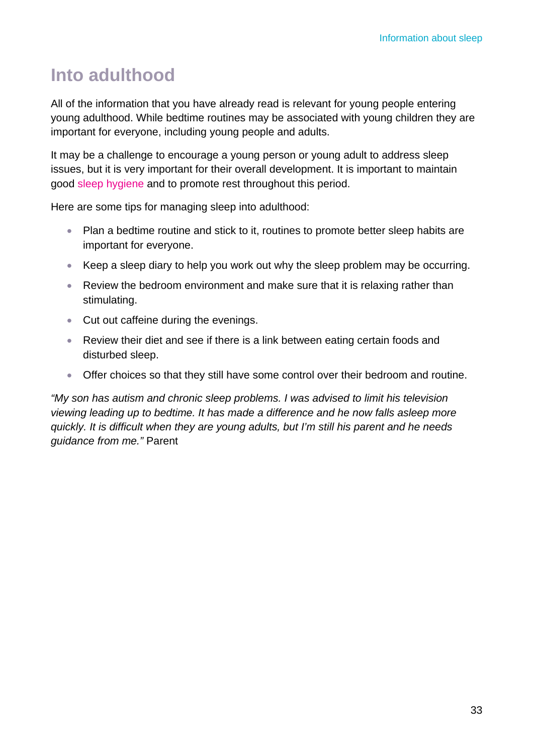# Into adulthood

All of the information that you have already read is relevant for young people entering young adulthood. While bedtime routines may be associated with young children they are important for everyone, including young people and adults.

It may be a challenge to encourage a young person or young adult to address sleep issues, but it is very important for their overall development. It is important to maintain good sleep hygiene and to promote rest throughout this period.

Here are some tips for managing sleep into adulthood:

- Plan a bedtime routine and stick to it, routines to promote better sleep habits are important for everyone.
- Keep a sleep diary to help you work out why the sleep problem may be occurring.
- Review the bedroom environment and make sure that it is relaxing rather than stimulating.
- Cut out caffeine during the evenings.
- Review their diet and see if there is a link between eating certain foods and disturbed sleep.
- Offer choices so that they still have some control over their bedroom and routine.

*"My son has autism and chronic sleep problems. I was advised to limit his television viewing leading up to bedtime. It has made a difference and he now falls asleep more quickly. It is difficult when they are young adults, but I'm still his parent and he needs guidance from me."* Parent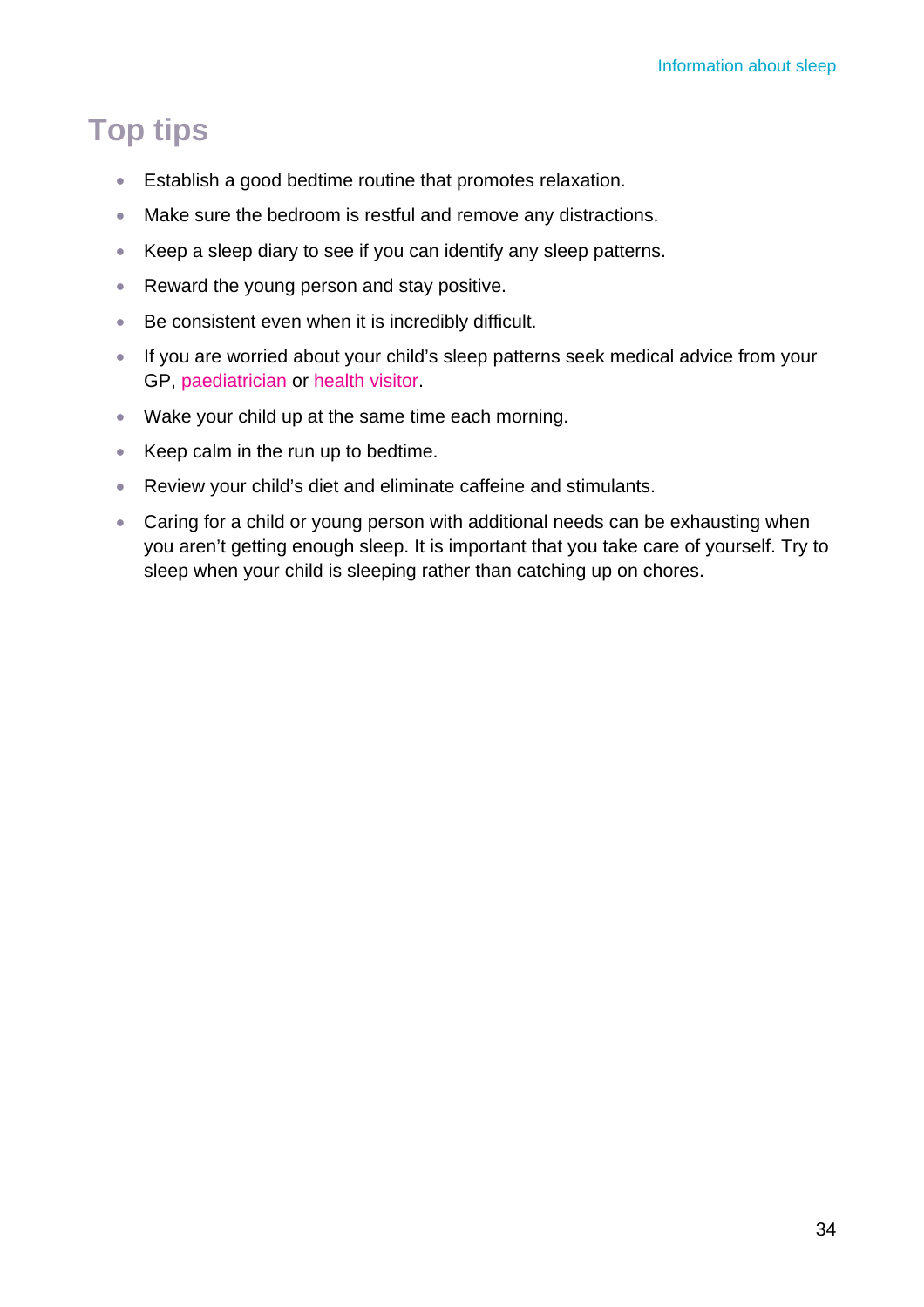## Top tips

- Establish a good bedtime routine that promotes relaxation.
- Make sure the bedroom is restful and remove any distractions.
- Keep a sleep diary to see if you can identify any sleep patterns.
- Reward the young person and stay positive.
- Be consistent even when it is incredibly difficult.
- If you are worried about your child's sleep patterns seek medical advice from your GP, paediatrician or health visitor.
- Wake your child up at the same time each morning.
- Keep calm in the run up to bedtime.
- Review your child's diet and eliminate caffeine and stimulants.
- Caring for a child or young person with additional needs can be exhausting when you aren't getting enough sleep. It is important that you take care of yourself. Try to sleep when your child is sleeping rather than catching up on chores.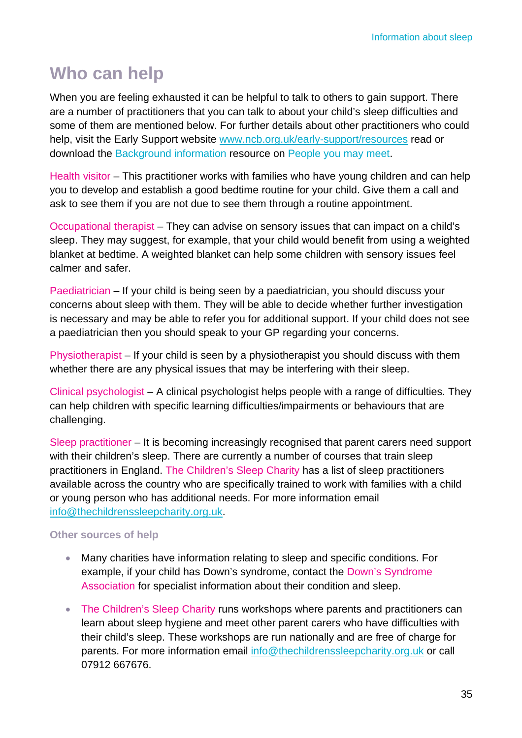## Who can help

When you are feeling exhausted it can be helpful to talk to others to gain support. There are a number of practitioners that you can talk to about your child's sleep difficulties and some of them are mentioned below. For further details about other practitioners who could help, visit the Early Support website www.ncb.org.uk/early-support/resources read or download the Background information resource on People you may meet.

Health visitor – This practitioner works with families who have young children and can help you to develop and establish a good bedtime routine for your child. Give them a call and ask to see them if you are not due to see them through a routine appointment.

Occupational therapist – They can advise on sensory issues that can impact on a child's sleep. They may suggest, for example, that your child would benefit from using a weighted blanket at bedtime. A weighted blanket can help some children with sensory issues feel calmer and safer.

Paediatrician – If your child is being seen by a paediatrician, you should discuss your concerns about sleep with them. They will be able to decide whether further investigation is necessary and may be able to refer you for additional support. If your child does not see a paediatrician then you should speak to your GP regarding your concerns.

Physiotherapist – If your child is seen by a physiotherapist you should discuss with them whether there are any physical issues that may be interfering with their sleep.

Clinical psychologist – A clinical psychologist helps people with a range of difficulties. They can help children with specific learning difficulties/impairments or behaviours that are challenging.

Sleep practitioner – It is becoming increasingly recognised that parent carers need support with their children's sleep. There are currently a number of courses that train sleep practitioners in England. The Children's Sleep Charity has a list of sleep practitioners available across the country who are specifically trained to work with families with a child or young person who has additional needs. For more information email info@thechildrenssleepcharity.org.uk.

### Other sources of help

- Many charities have information relating to sleep and specific conditions. For example, if your child has Down's syndrome, contact the Down's Syndrome Association for specialist information about their condition and sleep.
- The Children's Sleep Charity runs workshops where parents and practitioners can learn about sleep hygiene and meet other parent carers who have difficulties with their child's sleep. These workshops are run nationally and are free of charge for parents. For more information email info@thechildrenssleepcharity.org.uk or call 07912 667676.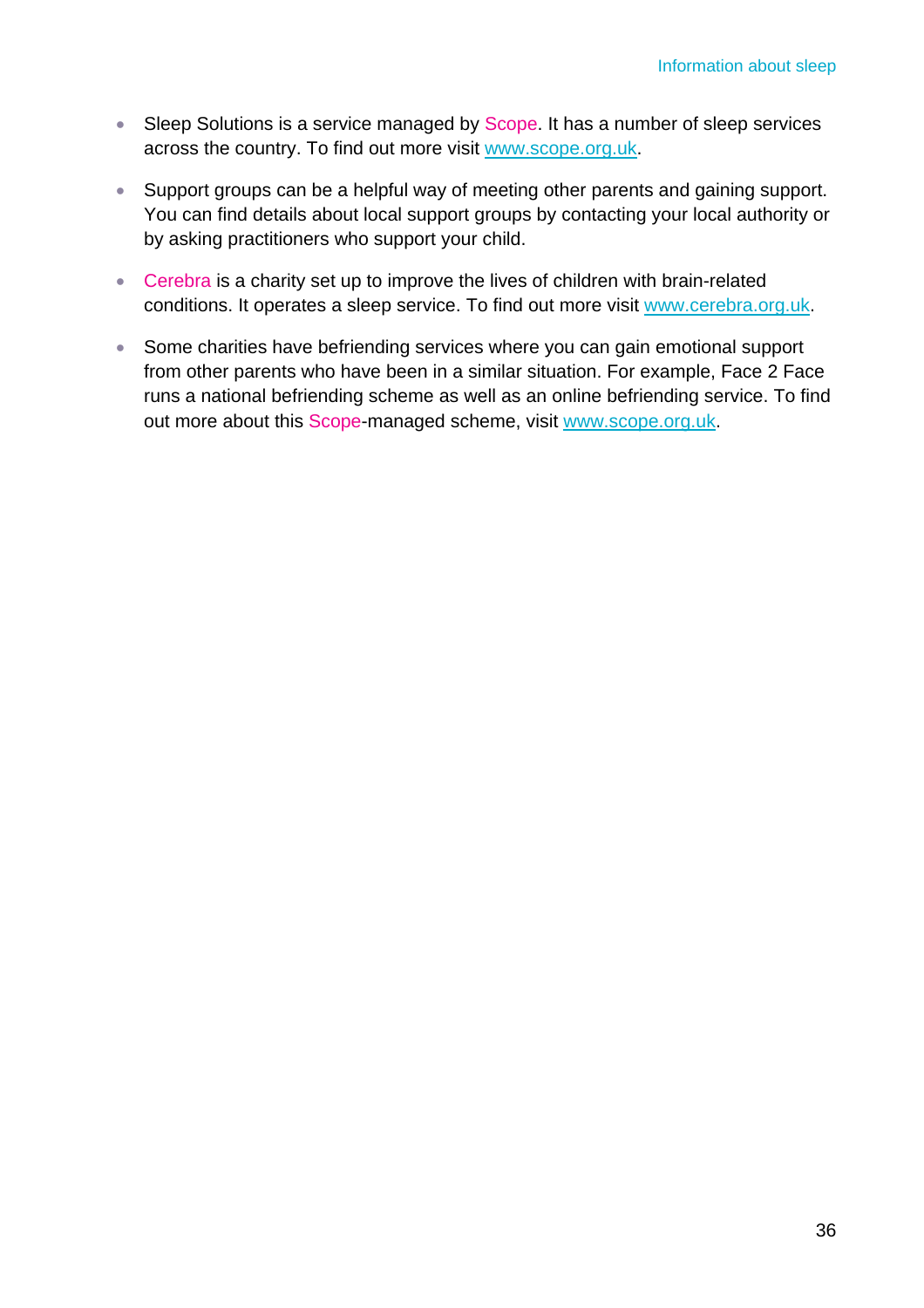- Sleep Solutions is a service managed by Scope. It has a number of sleep services across the country. To find out more visit [www.scope.org.uk](www.scope.org.uk).
- Support groups can be a helpful way of meeting other parents and gaining support. You can find details about local support groups by contacting your local authority or by asking practitioners who support your child.
- Cerebra is a charity set up to improve the lives of children with brain-related conditions. It operates a sleep service. To find out more visit [www.cerebra.org.uk](www.cerebra.org.uk).
- Some charities have befriending services where you can gain emotional support from other parents who have been in a similar situation. For example, Face 2 Face runs a national befriending scheme as well as an online befriending service. To find out more about this Scope-managed scheme, visit [www.scope.org.uk](www.scope.org.uk).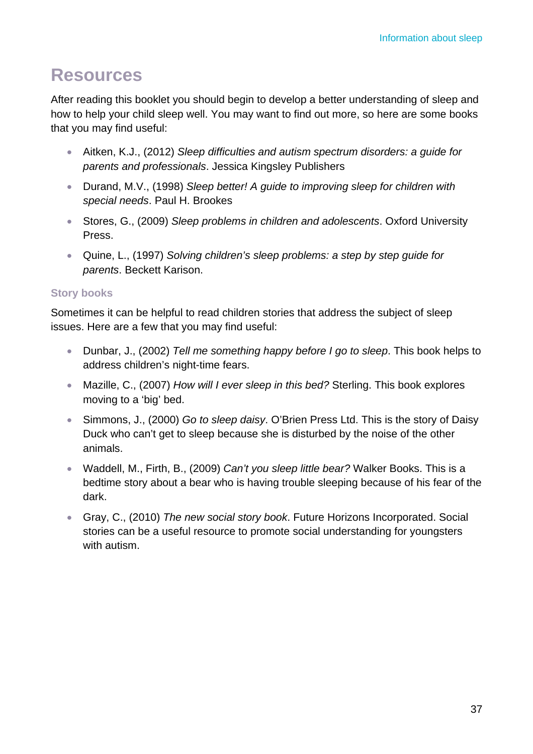# Resources

After reading this booklet you should begin to develop a better understanding of sleep and how to help your child sleep well. You may want to find out more, so here are some books that you may find useful:

- Aitken, K.J., (2012) *Sleep difficulties and autism spectrum disorders: a guide for parents and professionals*. Jessica Kingsley Publishers
- Durand, M.V., (1998) *Sleep better! A guide to improving sleep for children with special needs*. Paul H. Brookes
- Stores, G., (2009) *Sleep problems in children and adolescents*. Oxford University Press.
- Quine, L., (1997) *Solving children's sleep problems: a step by step guide for parents*. Beckett Karison.

### Story books

Sometimes it can be helpful to read children stories that address the subject of sleep issues. Here are a few that you may find useful:

- Dunbar, J., (2002) *Tell me something happy before I go to sleep*. This book helps to address children's night-time fears.
- Mazille, C., (2007) *How will I ever sleep in this bed?* Sterling. This book explores moving to a 'big' bed.
- Simmons, J., (2000) *Go to sleep daisy*. O'Brien Press Ltd. This is the story of Daisy Duck who can't get to sleep because she is disturbed by the noise of the other animals.
- Waddell, M., Firth, B., (2009) *Can't you sleep little bear?* Walker Books. This is a bedtime story about a bear who is having trouble sleeping because of his fear of the dark.
- Gray, C., (2010) *The new social story book*. Future Horizons Incorporated. Social stories can be a useful resource to promote social understanding for youngsters with autism.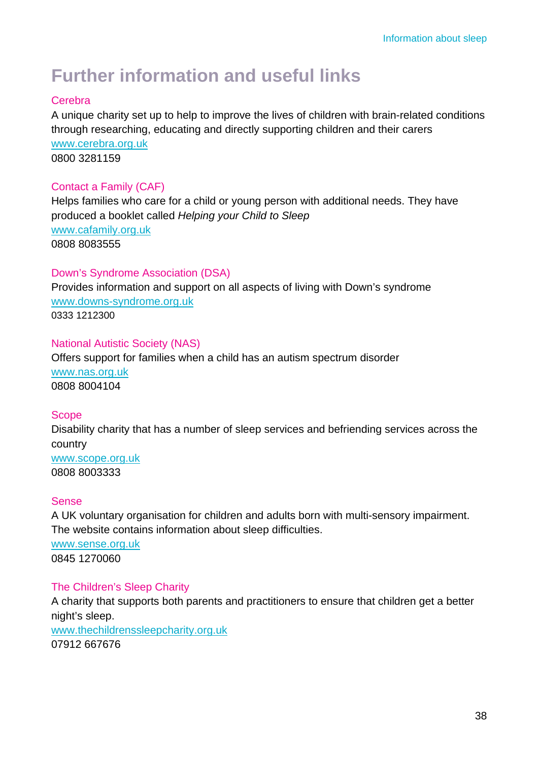# Further information and useful links

### Cerebra

A unique charity set up to help to improve the lives of children with brain-related conditions through researching, educating and directly supporting children and their carers

www.cerebra.org.uk

0800 3281159

### Contact a Family (CAF)

Helps families who care for a child or young person with additional needs. They have produced a booklet called *Helping your Child to Sleep*

www.cafamily.org.uk

0808 8083555

### Down's Syndrome Association (DSA)

Provides information and support on all aspects of living with Down's syndrome

www.downs-syndrome.org.uk

0333 1212300

### National Autistic Society (NAS)

Offers support for families when a child has an autism spectrum disorder

www.nas.org.uk

0808 8004104

### Scope

Disability charity that has a number of sleep services and befriending services across the country

www.scope.org.uk

0808 8003333

### Sense

A UK voluntary organisation for children and adults born with multi-sensory impairment. The website contains information about sleep difficulties.

www.sense.org.uk

0845 1270060

### The Children's Sleep Charity

A charity that supports both parents and practitioners to ensure that children get a better night's sleep.

www.thechildrenssleepcharity.org.uk

07912 667676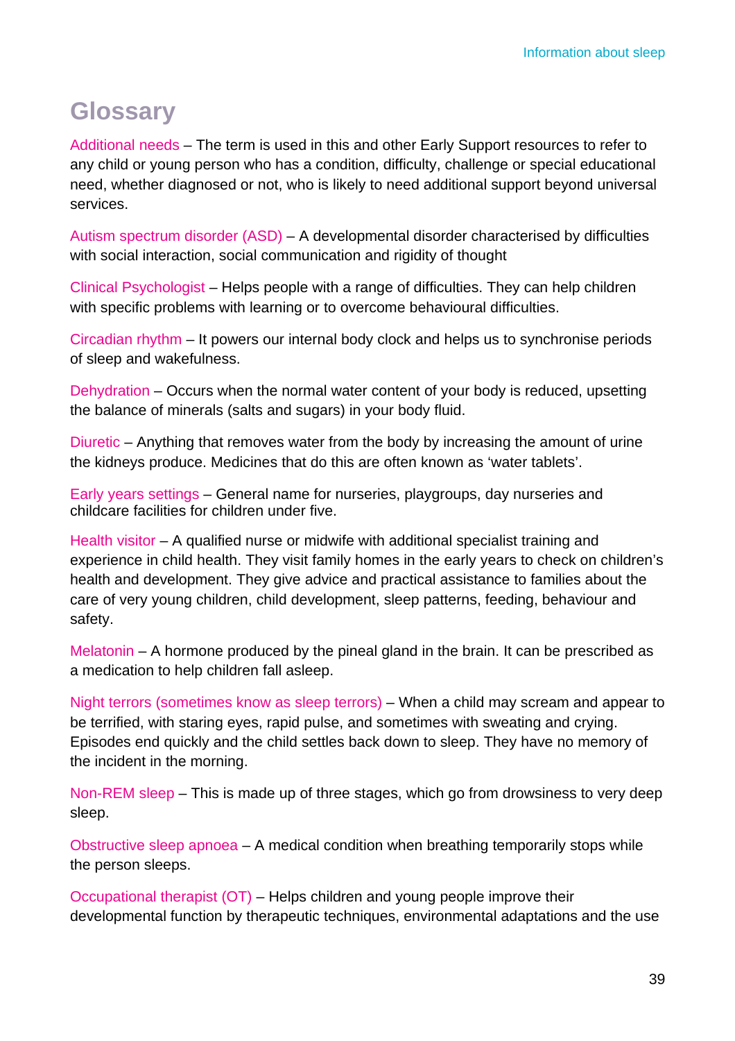# Glossary

**Additional needs** – The term is used in this and other Early Support resources to refer to any child or young person who has a condition, difficulty, challenge or special educational need, whether diagnosed or not, who is likely to need additional support beyond universal services.

**Autism spectrum disorder (ASD)** – A developmental disorder characterised by difficulties with social interaction, social communication and rigidity of thought

**Clinical Psychologist** – Helps people with a range of difficulties. They can help children with specific problems with learning or to overcome behavioural difficulties.

**Circadian rhythm** – It powers our internal body clock and helps us to synchronise periods of sleep and wakefulness.

**Dehydration** – Occurs when the normal water content of your body is reduced, upsetting the balance of minerals (salts and sugars) in your body fluid.

**Diuretic** – Anything that removes water from the body by increasing the amount of urine the kidneys produce. Medicines that do this are often known as 'water tablets'.

**Early years settings** – General name for nurseries, playgroups, day nurseries and childcare facilities for children under five.

**Health visitor** – A qualified nurse or midwife with additional specialist training and experience in child health. They visit family homes in the early years to check on children's health and development. They give advice and practical assistance to families about the care of very young children, child development, sleep patterns, feeding, behaviour and safety.

**Melatonin** – A hormone produced by the pineal gland in the brain. It can be prescribed as a medication to help children fall asleep.

**Night terrors (sometimes know as sleep terrors)** – When a child may scream and appear to be terrified, with staring eyes, rapid pulse, and sometimes with sweating and crying. Episodes end quickly and the child settles back down to sleep. They have no memory of the incident in the morning.

**Non-REM sleep** – This is made up of three stages, which go from drowsiness to very deep sleep.

**Obstructive sleep apnoea** – A medical condition when breathing temporarily stops while the person sleeps.

**Occupational therapist (OT)** – Helps children and young people improve their developmental function by therapeutic techniques, environmental adaptations and the use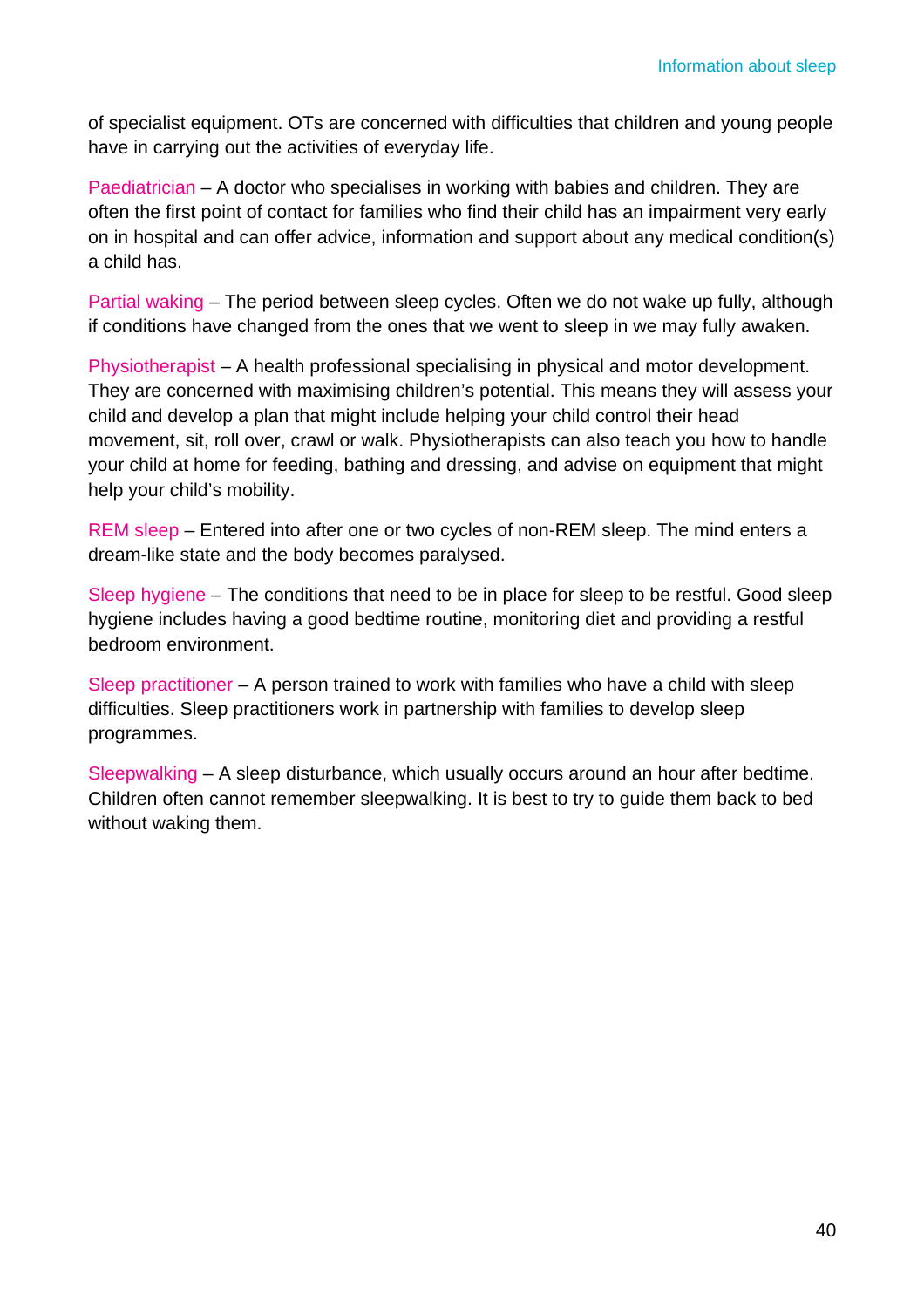of specialist equipment. OTs are concerned with difficulties that children and young people have in carrying out the activities of everyday life.

Paediatrician – A doctor who specialises in working with babies and children. They are often the first point of contact for families who find their child has an impairment very early on in hospital and can offer advice, information and support about any medical condition(s) a child has.

Partial waking – The period between sleep cycles. Often we do not wake up fully, although if conditions have changed from the ones that we went to sleep in we may fully awaken.

Physiotherapist – A health professional specialising in physical and motor development. They are concerned with maximising children's potential. This means they will assess your child and develop a plan that might include helping your child control their head movement, sit, roll over, crawl or walk. Physiotherapists can also teach you how to handle your child at home for feeding, bathing and dressing, and advise on equipment that might help your child's mobility.

REM sleep – Entered into after one or two cycles of non-REM sleep. The mind enters a dream-like state and the body becomes paralysed.

Sleep hygiene – The conditions that need to be in place for sleep to be restful. Good sleep hygiene includes having a good bedtime routine, monitoring diet and providing a restful bedroom environment.

Sleep practitioner – A person trained to work with families who have a child with sleep difficulties. Sleep practitioners work in partnership with families to develop sleep programmes.

Sleepwalking – A sleep disturbance, which usually occurs around an hour after bedtime. Children often cannot remember sleepwalking. It is best to try to guide them back to bed without waking them.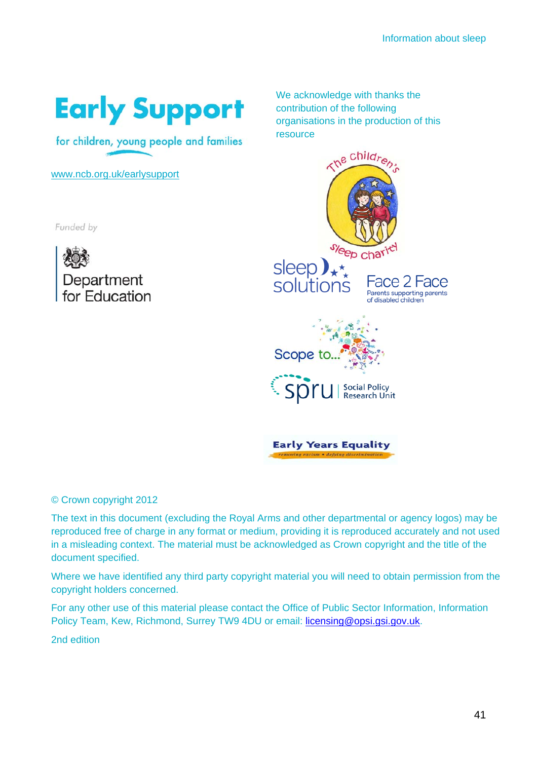# Early Support

for children, young people and families

www.ncb.org.uk/earlysupport

Funded by

Department for Education

We acknowledge with thanks the contribution of the following organisations in the production of this resource

The Children's Sleep Charity

sleep solutions

Face 2 Face
Parents supporting parents of disabled children

Scope to...

spru | Social Policy Research Unit

Early Years Equality
removing racism • defying discrimination

© Crown copyright 2012

The text in this document (excluding the Royal Arms and other departmental or agency logos) may be reproduced free of charge in any format or medium, providing it is reproduced accurately and not used in a misleading context. The material must be acknowledged as Crown copyright and the title of the document specified.

Where we have identified any third party copyright material you will need to obtain permission from the copyright holders concerned.

For any other use of this material please contact the Office of Public Sector Information, Information Policy Team, Kew, Richmond, Surrey TW9 4DU or email: licensing@opsi.gsi.gov.uk.

2nd edition